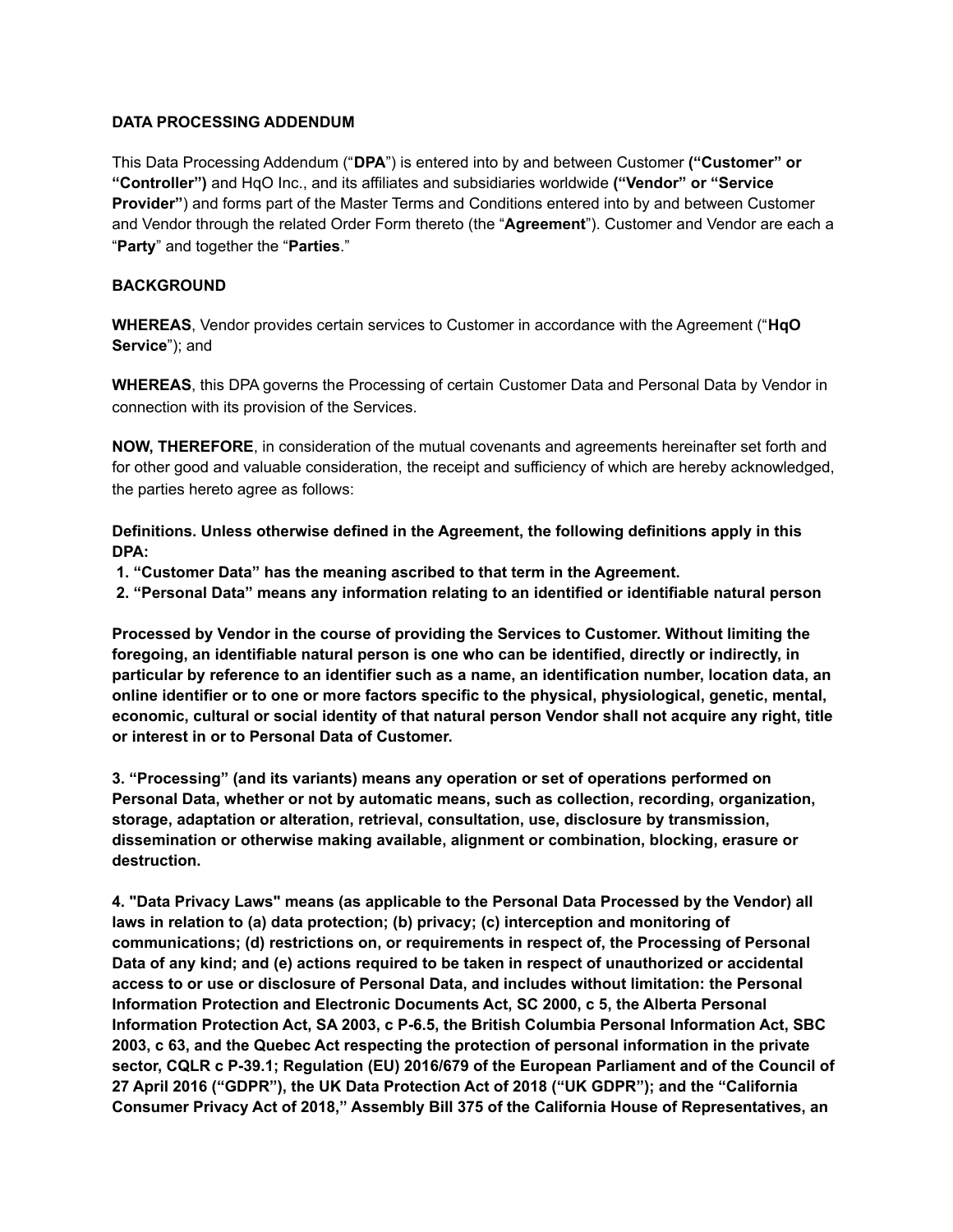**DATA PROCESSING ADDENDUM**

This Data Processing Addendum ("**DPA**") is entered into by and between Customer **("Customer" or "Controller")** and HqO Inc., and its affiliates and subsidiaries worldwide **("Vendor" or "Service Provider"**) and forms part of the Master Terms and Conditions entered into by and between Customer and Vendor through the related Order Form thereto (the "**Agreement**"). Customer and Vendor are each a "**Party**" and together the "**Parties**."

**BACKGROUND**

**WHEREAS**, Vendor provides certain services to Customer in accordance with the Agreement ("**HqO Service**"); and

**WHEREAS**, this DPA governs the Processing of certain Customer Data and Personal Data by Vendor in connection with its provision of the Services.

**NOW, THEREFORE**, in consideration of the mutual covenants and agreements hereinafter set forth and for other good and valuable consideration, the receipt and sufficiency of which are hereby acknowledged, the parties hereto agree as follows:

**Definitions. Unless otherwise defined in the Agreement, the following definitions apply in this DPA:**

1. **"Customer Data" has the meaning ascribed to that term in the Agreement.**
2. **"Personal Data" means any information relating to an identified or identifiable natural person**

**Processed by Vendor in the course of providing the Services to Customer. Without limiting the foregoing, an identifiable natural person is one who can be identified, directly or indirectly, in particular by reference to an identifier such as a name, an identification number, location data, an online identifier or to one or more factors specific to the physical, physiological, genetic, mental, economic, cultural or social identity of that natural person Vendor shall not acquire any right, title or interest in or to Personal Data of Customer.**

**3. "Processing" (and its variants) means any operation or set of operations performed on Personal Data, whether or not by automatic means, such as collection, recording, organization, storage, adaptation or alteration, retrieval, consultation, use, disclosure by transmission, dissemination or otherwise making available, alignment or combination, blocking, erasure or destruction.**

**4. "Data Privacy Laws" means (as applicable to the Personal Data Processed by the Vendor) all laws in relation to (a) data protection; (b) privacy; (c) interception and monitoring of communications; (d) restrictions on, or requirements in respect of, the Processing of Personal Data of any kind; and (e) actions required to be taken in respect of unauthorized or accidental access to or use or disclosure of Personal Data, and includes without limitation: the Personal Information Protection and Electronic Documents Act, SC 2000, c 5, the Alberta Personal Information Protection Act, SA 2003, c P-6.5, the British Columbia Personal Information Act, SBC 2003, c 63, and the Quebec Act respecting the protection of personal information in the private sector, CQLR c P-39.1; Regulation (EU) 2016/679 of the European Parliament and of the Council of 27 April 2016 ("GDPR"), the UK Data Protection Act of 2018 ("UK GDPR"); and the "California Consumer Privacy Act of 2018," Assembly Bill 375 of the California House of Representatives, an**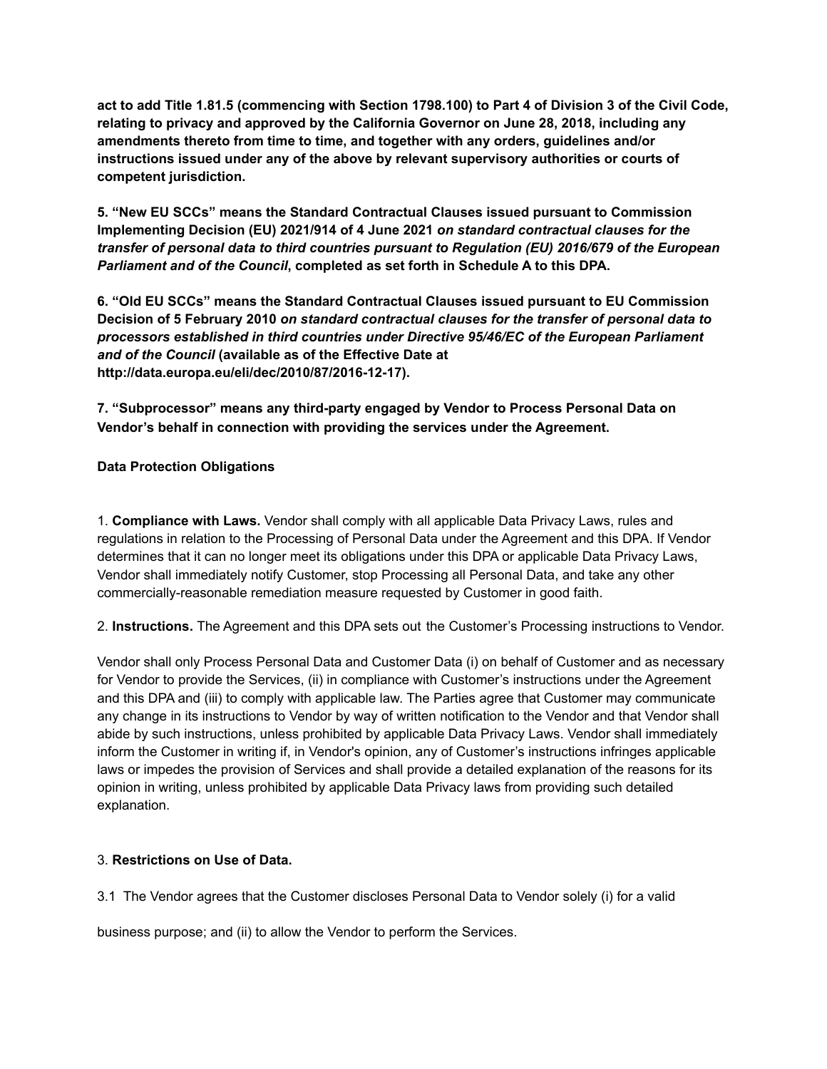**act to add Title 1.81.5 (commencing with Section 1798.100) to Part 4 of Division 3 of the Civil Code, relating to privacy and approved by the California Governor on June 28, 2018, including any amendments thereto from time to time, and together with any orders, guidelines and/or instructions issued under any of the above by relevant supervisory authorities or courts of competent jurisdiction.**

**5. "New EU SCCs" means the Standard Contractual Clauses issued pursuant to Commission Implementing Decision (EU) 2021/914 of 4 June 2021 *on standard contractual clauses for the transfer of personal data to third countries pursuant to Regulation (EU) 2016/679 of the European Parliament and of the Council*, completed as set forth in Schedule A to this DPA.**

**6. "Old EU SCCs" means the Standard Contractual Clauses issued pursuant to EU Commission Decision of 5 February 2010 *on standard contractual clauses for the transfer of personal data to processors established in third countries under Directive 95/46/EC of the European Parliament and of the Council* (available as of the Effective Date at http://data.europa.eu/eli/dec/2010/87/2016-12-17).**

**7. "Subprocessor" means any third-party engaged by Vendor to Process Personal Data on Vendor's behalf in connection with providing the services under the Agreement.**

**Data Protection Obligations**

1. **Compliance with Laws.** Vendor shall comply with all applicable Data Privacy Laws, rules and regulations in relation to the Processing of Personal Data under the Agreement and this DPA. If Vendor determines that it can no longer meet its obligations under this DPA or applicable Data Privacy Laws, Vendor shall immediately notify Customer, stop Processing all Personal Data, and take any other commercially-reasonable remediation measure requested by Customer in good faith.

2. **Instructions.** The Agreement and this DPA sets out the Customer's Processing instructions to Vendor.

Vendor shall only Process Personal Data and Customer Data (i) on behalf of Customer and as necessary for Vendor to provide the Services, (ii) in compliance with Customer's instructions under the Agreement and this DPA and (iii) to comply with applicable law. The Parties agree that Customer may communicate any change in its instructions to Vendor by way of written notification to the Vendor and that Vendor shall abide by such instructions, unless prohibited by applicable Data Privacy Laws. Vendor shall immediately inform the Customer in writing if, in Vendor's opinion, any of Customer's instructions infringes applicable laws or impedes the provision of Services and shall provide a detailed explanation of the reasons for its opinion in writing, unless prohibited by applicable Data Privacy laws from providing such detailed explanation.

3. **Restrictions on Use of Data.**

3.1 The Vendor agrees that the Customer discloses Personal Data to Vendor solely (i) for a valid business purpose; and (ii) to allow the Vendor to perform the Services.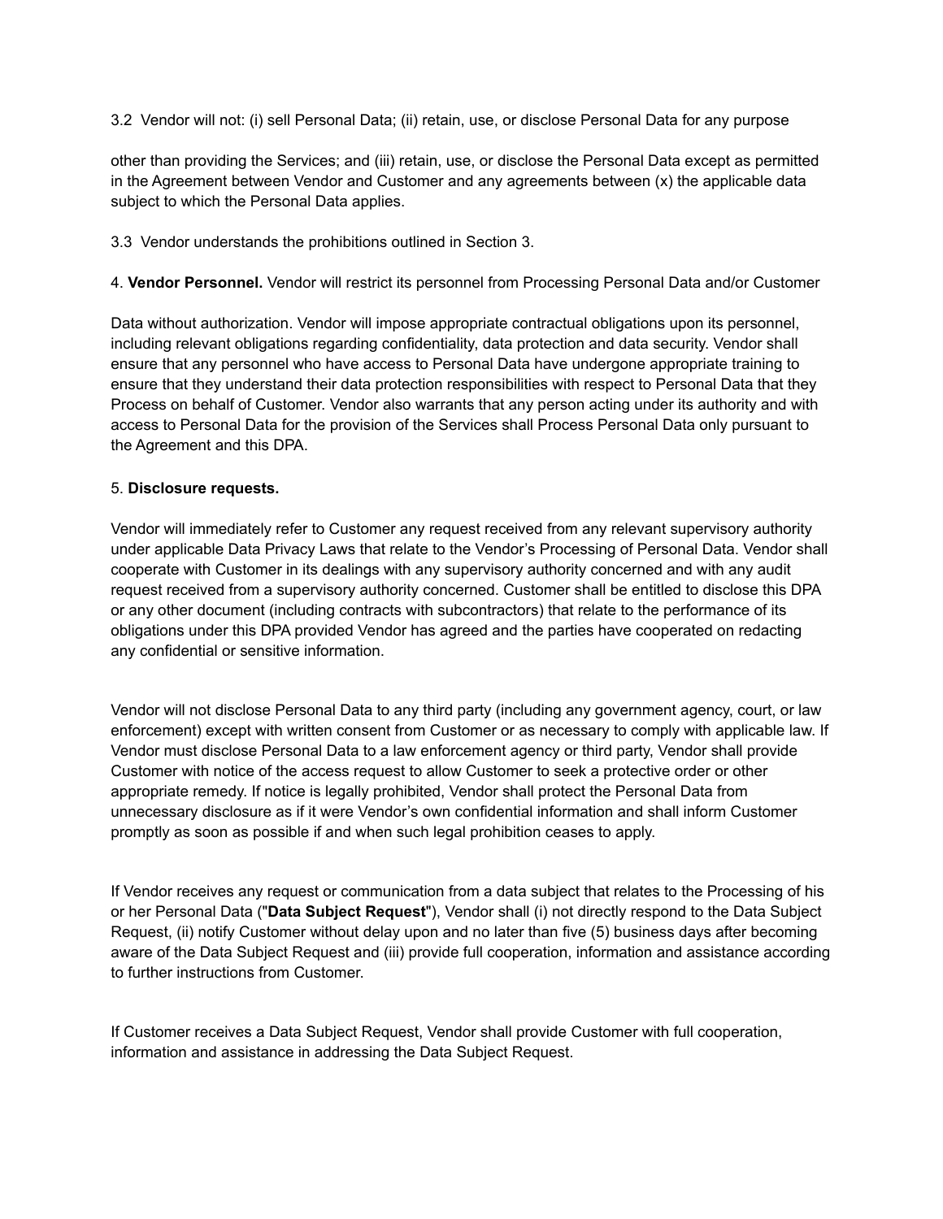3.2 Vendor will not: (i) sell Personal Data; (ii) retain, use, or disclose Personal Data for any purpose other than providing the Services; and (iii) retain, use, or disclose the Personal Data except as permitted in the Agreement between Vendor and Customer and any agreements between (x) the applicable data subject to which the Personal Data applies.

3.3 Vendor understands the prohibitions outlined in Section 3.

4. **Vendor Personnel.** Vendor will restrict its personnel from Processing Personal Data and/or Customer Data without authorization. Vendor will impose appropriate contractual obligations upon its personnel, including relevant obligations regarding confidentiality, data protection and data security. Vendor shall ensure that any personnel who have access to Personal Data have undergone appropriate training to ensure that they understand their data protection responsibilities with respect to Personal Data that they Process on behalf of Customer. Vendor also warrants that any person acting under its authority and with access to Personal Data for the provision of the Services shall Process Personal Data only pursuant to the Agreement and this DPA.

5. **Disclosure requests.**

Vendor will immediately refer to Customer any request received from any relevant supervisory authority under applicable Data Privacy Laws that relate to the Vendor's Processing of Personal Data. Vendor shall cooperate with Customer in its dealings with any supervisory authority concerned and with any audit request received from a supervisory authority concerned. Customer shall be entitled to disclose this DPA or any other document (including contracts with subcontractors) that relate to the performance of its obligations under this DPA provided Vendor has agreed and the parties have cooperated on redacting any confidential or sensitive information.

Vendor will not disclose Personal Data to any third party (including any government agency, court, or law enforcement) except with written consent from Customer or as necessary to comply with applicable law. If Vendor must disclose Personal Data to a law enforcement agency or third party, Vendor shall provide Customer with notice of the access request to allow Customer to seek a protective order or other appropriate remedy. If notice is legally prohibited, Vendor shall protect the Personal Data from unnecessary disclosure as if it were Vendor's own confidential information and shall inform Customer promptly as soon as possible if and when such legal prohibition ceases to apply.

If Vendor receives any request or communication from a data subject that relates to the Processing of his or her Personal Data ("**Data Subject Request**"), Vendor shall (i) not directly respond to the Data Subject Request, (ii) notify Customer without delay upon and no later than five (5) business days after becoming aware of the Data Subject Request and (iii) provide full cooperation, information and assistance according to further instructions from Customer.

If Customer receives a Data Subject Request, Vendor shall provide Customer with full cooperation, information and assistance in addressing the Data Subject Request.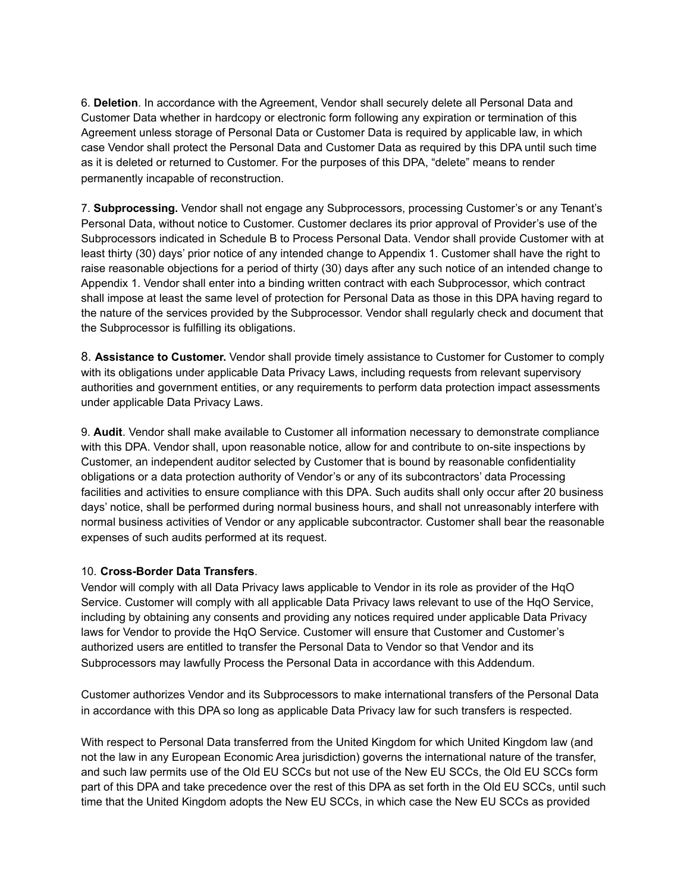6. **Deletion**. In accordance with the Agreement, Vendor shall securely delete all Personal Data and Customer Data whether in hardcopy or electronic form following any expiration or termination of this Agreement unless storage of Personal Data or Customer Data is required by applicable law, in which case Vendor shall protect the Personal Data and Customer Data as required by this DPA until such time as it is deleted or returned to Customer. For the purposes of this DPA, "delete" means to render permanently incapable of reconstruction.

7. **Subprocessing.** Vendor shall not engage any Subprocessors, processing Customer's or any Tenant's Personal Data, without notice to Customer. Customer declares its prior approval of Provider's use of the Subprocessors indicated in Schedule B to Process Personal Data. Vendor shall provide Customer with at least thirty (30) days' prior notice of any intended change to Appendix 1. Customer shall have the right to raise reasonable objections for a period of thirty (30) days after any such notice of an intended change to Appendix 1. Vendor shall enter into a binding written contract with each Subprocessor, which contract shall impose at least the same level of protection for Personal Data as those in this DPA having regard to the nature of the services provided by the Subprocessor. Vendor shall regularly check and document that the Subprocessor is fulfilling its obligations.

8. **Assistance to Customer.** Vendor shall provide timely assistance to Customer for Customer to comply with its obligations under applicable Data Privacy Laws, including requests from relevant supervisory authorities and government entities, or any requirements to perform data protection impact assessments under applicable Data Privacy Laws.

9. **Audit**. Vendor shall make available to Customer all information necessary to demonstrate compliance with this DPA. Vendor shall, upon reasonable notice, allow for and contribute to on-site inspections by Customer, an independent auditor selected by Customer that is bound by reasonable confidentiality obligations or a data protection authority of Vendor's or any of its subcontractors' data Processing facilities and activities to ensure compliance with this DPA. Such audits shall only occur after 20 business days' notice, shall be performed during normal business hours, and shall not unreasonably interfere with normal business activities of Vendor or any applicable subcontractor. Customer shall bear the reasonable expenses of such audits performed at its request.

10. **Cross-Border Data Transfers**.

Vendor will comply with all Data Privacy laws applicable to Vendor in its role as provider of the HqO Service. Customer will comply with all applicable Data Privacy laws relevant to use of the HqO Service, including by obtaining any consents and providing any notices required under applicable Data Privacy laws for Vendor to provide the HqO Service. Customer will ensure that Customer and Customer's authorized users are entitled to transfer the Personal Data to Vendor so that Vendor and its Subprocessors may lawfully Process the Personal Data in accordance with this Addendum.

Customer authorizes Vendor and its Subprocessors to make international transfers of the Personal Data in accordance with this DPA so long as applicable Data Privacy law for such transfers is respected.

With respect to Personal Data transferred from the United Kingdom for which United Kingdom law (and not the law in any European Economic Area jurisdiction) governs the international nature of the transfer, and such law permits use of the Old EU SCCs but not use of the New EU SCCs, the Old EU SCCs form part of this DPA and take precedence over the rest of this DPA as set forth in the Old EU SCCs, until such time that the United Kingdom adopts the New EU SCCs, in which case the New EU SCCs as provided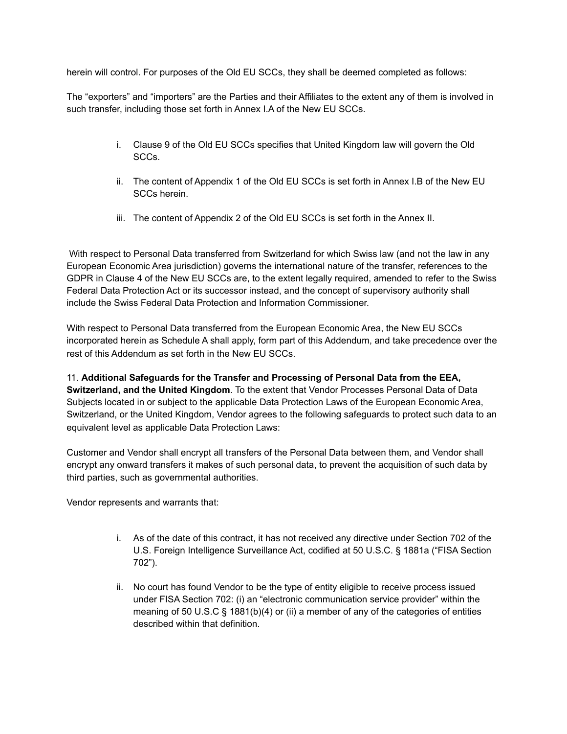herein will control. For purposes of the Old EU SCCs, they shall be deemed completed as follows:

The “exporters” and “importers” are the Parties and their Affiliates to the extent any of them is involved in such transfer, including those set forth in Annex I.A of the New EU SCCs.

i. Clause 9 of the Old EU SCCs specifies that United Kingdom law will govern the Old SCCs.

ii. The content of Appendix 1 of the Old EU SCCs is set forth in Annex I.B of the New EU SCCs herein.

iii. The content of Appendix 2 of the Old EU SCCs is set forth in the Annex II.

With respect to Personal Data transferred from Switzerland for which Swiss law (and not the law in any European Economic Area jurisdiction) governs the international nature of the transfer, references to the GDPR in Clause 4 of the New EU SCCs are, to the extent legally required, amended to refer to the Swiss Federal Data Protection Act or its successor instead, and the concept of supervisory authority shall include the Swiss Federal Data Protection and Information Commissioner.

With respect to Personal Data transferred from the European Economic Area, the New EU SCCs incorporated herein as Schedule A shall apply, form part of this Addendum, and take precedence over the rest of this Addendum as set forth in the New EU SCCs.

11. **Additional Safeguards for the Transfer and Processing of Personal Data from the EEA, Switzerland, and the United Kingdom**. To the extent that Vendor Processes Personal Data of Data Subjects located in or subject to the applicable Data Protection Laws of the European Economic Area, Switzerland, or the United Kingdom, Vendor agrees to the following safeguards to protect such data to an equivalent level as applicable Data Protection Laws:

Customer and Vendor shall encrypt all transfers of the Personal Data between them, and Vendor shall encrypt any onward transfers it makes of such personal data, to prevent the acquisition of such data by third parties, such as governmental authorities.

Vendor represents and warrants that:

i. As of the date of this contract, it has not received any directive under Section 702 of the U.S. Foreign Intelligence Surveillance Act, codified at 50 U.S.C. § 1881a (“FISA Section 702”).

ii. No court has found Vendor to be the type of entity eligible to receive process issued under FISA Section 702: (i) an “electronic communication service provider” within the meaning of 50 U.S.C § 1881(b)(4) or (ii) a member of any of the categories of entities described within that definition.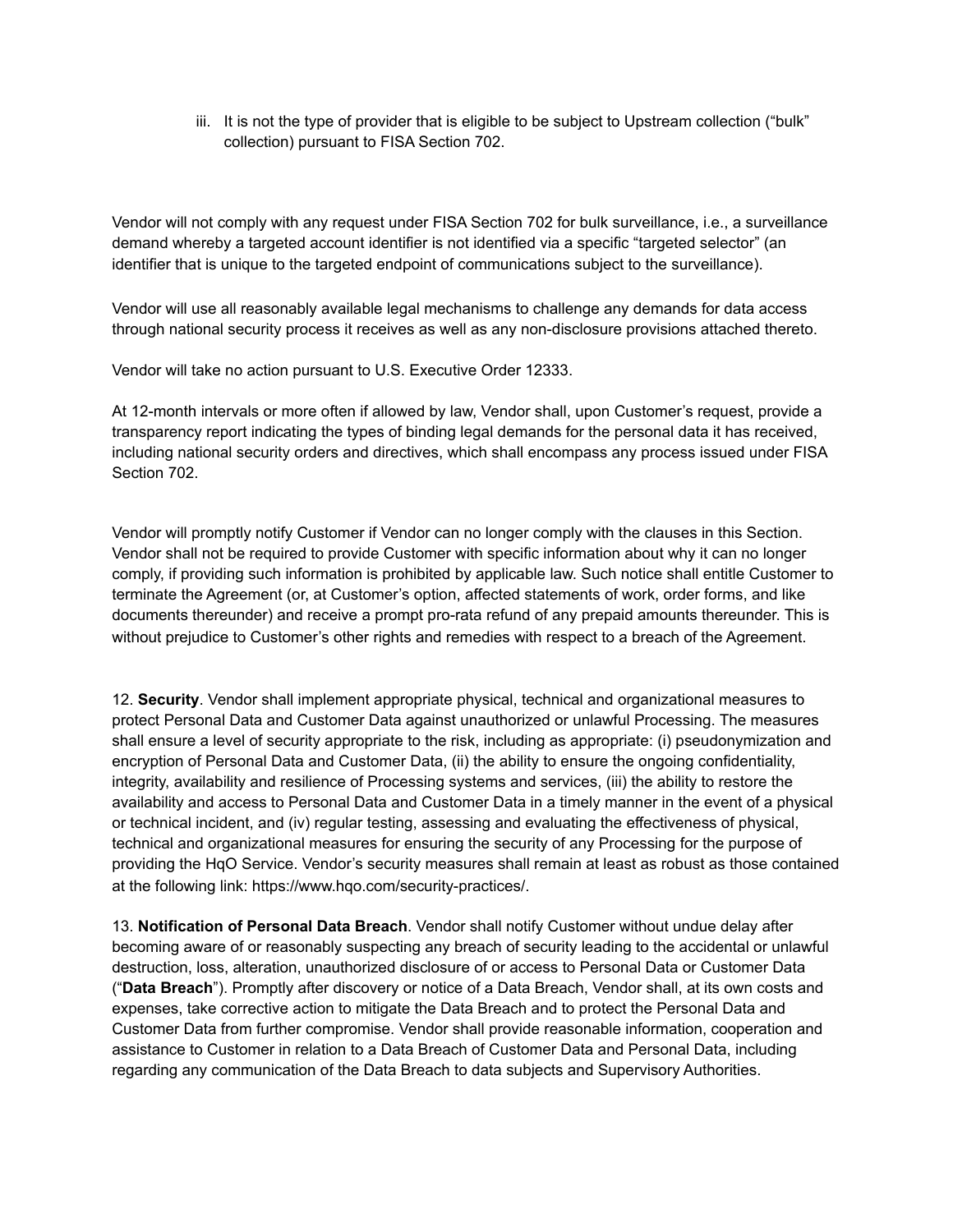iii. It is not the type of provider that is eligible to be subject to Upstream collection ("bulk" collection) pursuant to FISA Section 702.

Vendor will not comply with any request under FISA Section 702 for bulk surveillance, i.e., a surveillance demand whereby a targeted account identifier is not identified via a specific "targeted selector" (an identifier that is unique to the targeted endpoint of communications subject to the surveillance).

Vendor will use all reasonably available legal mechanisms to challenge any demands for data access through national security process it receives as well as any non-disclosure provisions attached thereto.

Vendor will take no action pursuant to U.S. Executive Order 12333.

At 12-month intervals or more often if allowed by law, Vendor shall, upon Customer's request, provide a transparency report indicating the types of binding legal demands for the personal data it has received, including national security orders and directives, which shall encompass any process issued under FISA Section 702.

Vendor will promptly notify Customer if Vendor can no longer comply with the clauses in this Section. Vendor shall not be required to provide Customer with specific information about why it can no longer comply, if providing such information is prohibited by applicable law. Such notice shall entitle Customer to terminate the Agreement (or, at Customer's option, affected statements of work, order forms, and like documents thereunder) and receive a prompt pro-rata refund of any prepaid amounts thereunder. This is without prejudice to Customer's other rights and remedies with respect to a breach of the Agreement.

12. **Security**. Vendor shall implement appropriate physical, technical and organizational measures to protect Personal Data and Customer Data against unauthorized or unlawful Processing. The measures shall ensure a level of security appropriate to the risk, including as appropriate: (i) pseudonymization and encryption of Personal Data and Customer Data, (ii) the ability to ensure the ongoing confidentiality, integrity, availability and resilience of Processing systems and services, (iii) the ability to restore the availability and access to Personal Data and Customer Data in a timely manner in the event of a physical or technical incident, and (iv) regular testing, assessing and evaluating the effectiveness of physical, technical and organizational measures for ensuring the security of any Processing for the purpose of providing the HqO Service. Vendor's security measures shall remain at least as robust as those contained at the following link: https://www.hqo.com/security-practices/.

13. **Notification of Personal Data Breach**. Vendor shall notify Customer without undue delay after becoming aware of or reasonably suspecting any breach of security leading to the accidental or unlawful destruction, loss, alteration, unauthorized disclosure of or access to Personal Data or Customer Data ("**Data Breach**"). Promptly after discovery or notice of a Data Breach, Vendor shall, at its own costs and expenses, take corrective action to mitigate the Data Breach and to protect the Personal Data and Customer Data from further compromise. Vendor shall provide reasonable information, cooperation and assistance to Customer in relation to a Data Breach of Customer Data and Personal Data, including regarding any communication of the Data Breach to data subjects and Supervisory Authorities.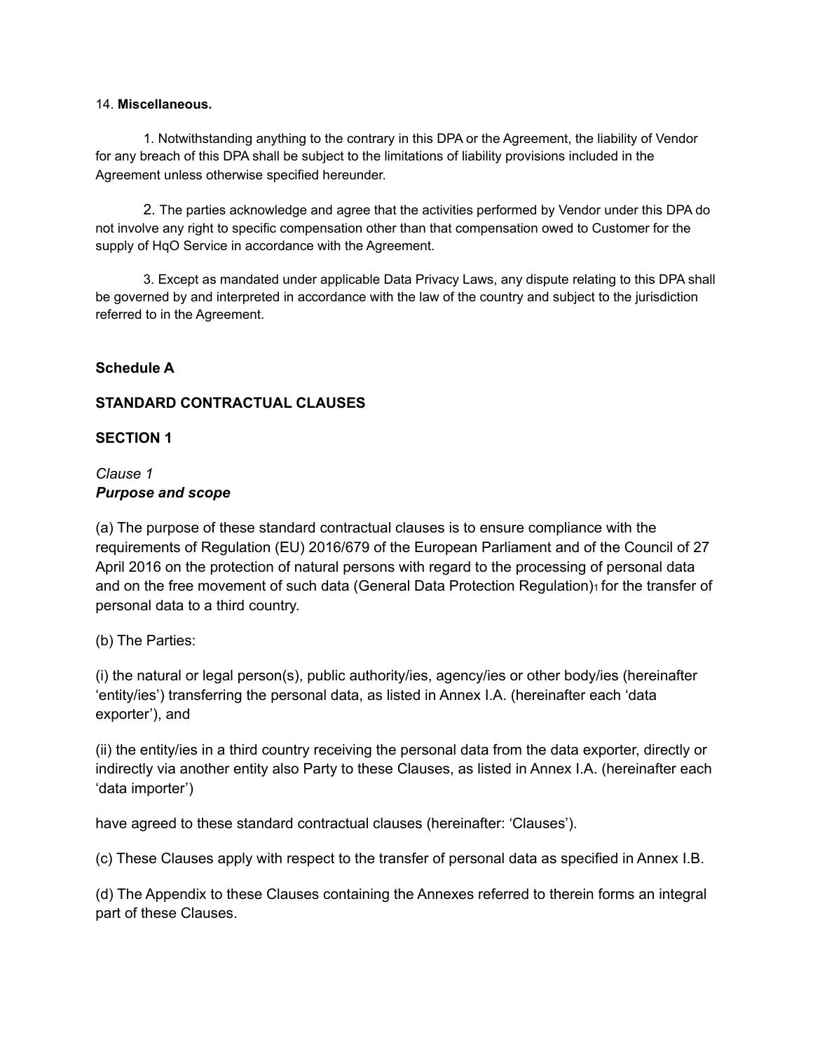14. **Miscellaneous.**

1. Notwithstanding anything to the contrary in this DPA or the Agreement, the liability of Vendor for any breach of this DPA shall be subject to the limitations of liability provisions included in the Agreement unless otherwise specified hereunder.

2. The parties acknowledge and agree that the activities performed by Vendor under this DPA do not involve any right to specific compensation other than that compensation owed to Customer for the supply of HqO Service in accordance with the Agreement.

3. Except as mandated under applicable Data Privacy Laws, any dispute relating to this DPA shall be governed by and interpreted in accordance with the law of the country and subject to the jurisdiction referred to in the Agreement.

**Schedule A**

**STANDARD CONTRACTUAL CLAUSES**

**SECTION 1**

*Clause 1*
***Purpose and scope***

(a) The purpose of these standard contractual clauses is to ensure compliance with the requirements of Regulation (EU) 2016/679 of the European Parliament and of the Council of 27 April 2016 on the protection of natural persons with regard to the processing of personal data and on the free movement of such data (General Data Protection Regulation)[1] for the transfer of personal data to a third country.

(b) The Parties:

(i) the natural or legal person(s), public authority/ies, agency/ies or other body/ies (hereinafter 'entity/ies') transferring the personal data, as listed in Annex I.A. (hereinafter each 'data exporter'), and

(ii) the entity/ies in a third country receiving the personal data from the data exporter, directly or indirectly via another entity also Party to these Clauses, as listed in Annex I.A. (hereinafter each 'data importer')

have agreed to these standard contractual clauses (hereinafter: 'Clauses').

(c) These Clauses apply with respect to the transfer of personal data as specified in Annex I.B.

(d) The Appendix to these Clauses containing the Annexes referred to therein forms an integral part of these Clauses.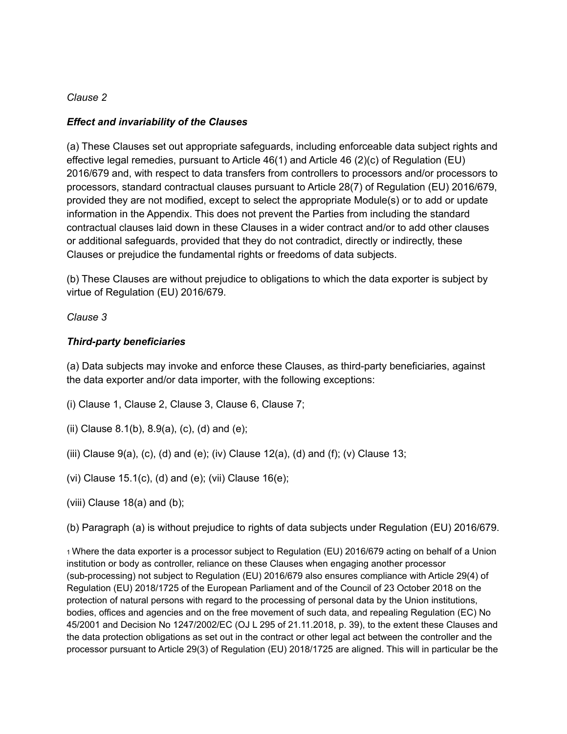*Clause 2*

***Effect and invariability of the Clauses***

(a) These Clauses set out appropriate safeguards, including enforceable data subject rights and effective legal remedies, pursuant to Article 46(1) and Article 46 (2)(c) of Regulation (EU) 2016/679 and, with respect to data transfers from controllers to processors and/or processors to processors, standard contractual clauses pursuant to Article 28(7) of Regulation (EU) 2016/679, provided they are not modified, except to select the appropriate Module(s) or to add or update information in the Appendix. This does not prevent the Parties from including the standard contractual clauses laid down in these Clauses in a wider contract and/or to add other clauses or additional safeguards, provided that they do not contradict, directly or indirectly, these Clauses or prejudice the fundamental rights or freedoms of data subjects.

(b) These Clauses are without prejudice to obligations to which the data exporter is subject by virtue of Regulation (EU) 2016/679.

*Clause 3*

***Third-party beneficiaries***

(a) Data subjects may invoke and enforce these Clauses, as third-party beneficiaries, against the data exporter and/or data importer, with the following exceptions:

(i) Clause 1, Clause 2, Clause 3, Clause 6, Clause 7;

(ii) Clause 8.1(b), 8.9(a), (c), (d) and (e);

(iii) Clause 9(a), (c), (d) and (e); (iv) Clause 12(a), (d) and (f); (v) Clause 13;

(vi) Clause 15.1(c), (d) and (e); (vii) Clause 16(e);

(viii) Clause 18(a) and (b);

(b) Paragraph (a) is without prejudice to rights of data subjects under Regulation (EU) 2016/679.

[1] Where the data exporter is a processor subject to Regulation (EU) 2016/679 acting on behalf of a Union institution or body as controller, reliance on these Clauses when engaging another processor (sub-processing) not subject to Regulation (EU) 2016/679 also ensures compliance with Article 29(4) of Regulation (EU) 2018/1725 of the European Parliament and of the Council of 23 October 2018 on the protection of natural persons with regard to the processing of personal data by the Union institutions, bodies, offices and agencies and on the free movement of such data, and repealing Regulation (EC) No 45/2001 and Decision No 1247/2002/EC (OJ L 295 of 21.11.2018, p. 39), to the extent these Clauses and the data protection obligations as set out in the contract or other legal act between the controller and the processor pursuant to Article 29(3) of Regulation (EU) 2018/1725 are aligned. This will in particular be the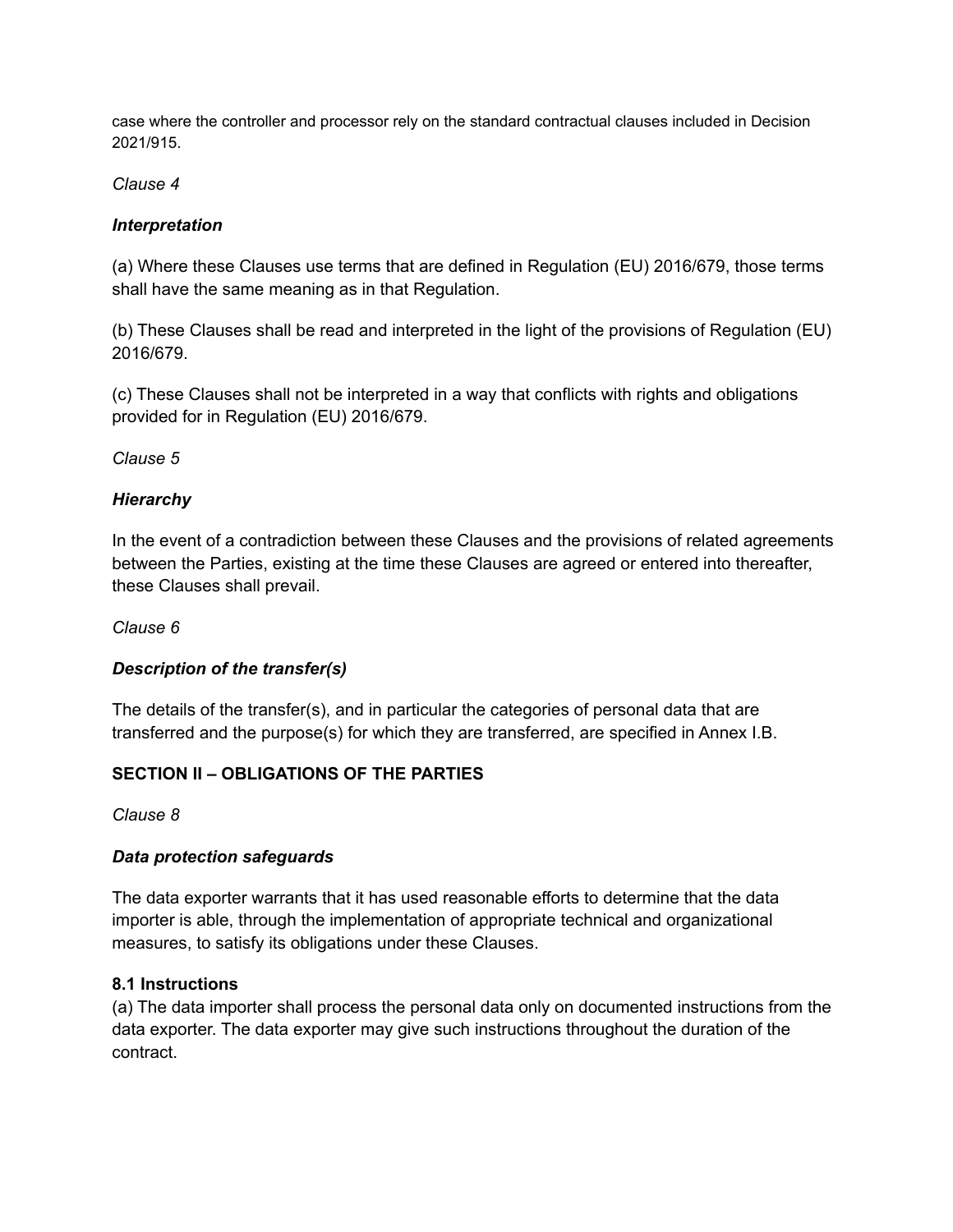case where the controller and processor rely on the standard contractual clauses included in Decision 2021/915.

*Clause 4*

***Interpretation***

(a) Where these Clauses use terms that are defined in Regulation (EU) 2016/679, those terms shall have the same meaning as in that Regulation.

(b) These Clauses shall be read and interpreted in the light of the provisions of Regulation (EU) 2016/679.

(c) These Clauses shall not be interpreted in a way that conflicts with rights and obligations provided for in Regulation (EU) 2016/679.

*Clause 5*

***Hierarchy***

In the event of a contradiction between these Clauses and the provisions of related agreements between the Parties, existing at the time these Clauses are agreed or entered into thereafter, these Clauses shall prevail.

*Clause 6*

***Description of the transfer(s)***

The details of the transfer(s), and in particular the categories of personal data that are transferred and the purpose(s) for which they are transferred, are specified in Annex I.B.

**SECTION II – OBLIGATIONS OF THE PARTIES**

*Clause 8*

***Data protection safeguards***

The data exporter warrants that it has used reasonable efforts to determine that the data importer is able, through the implementation of appropriate technical and organizational measures, to satisfy its obligations under these Clauses.

**8.1 Instructions**

(a) The data importer shall process the personal data only on documented instructions from the data exporter. The data exporter may give such instructions throughout the duration of the contract.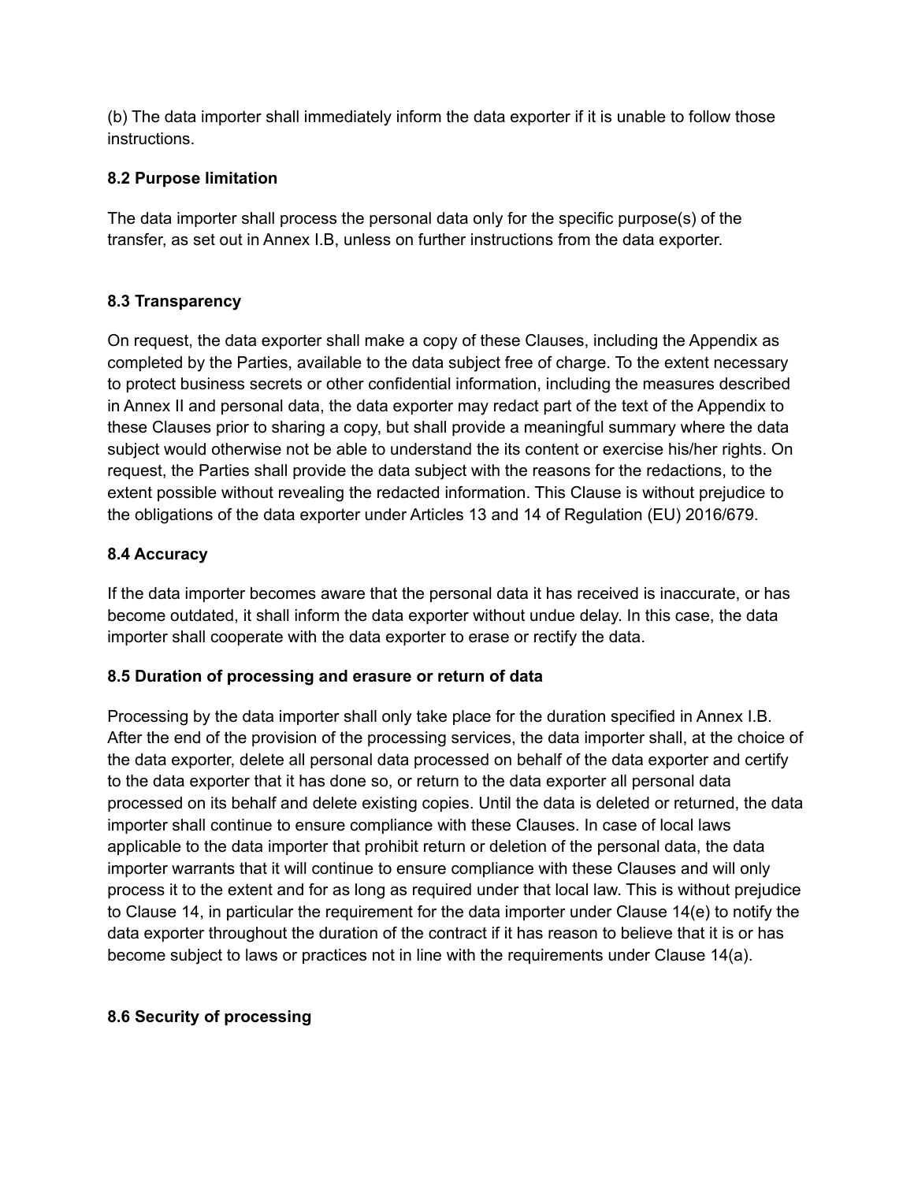(b) The data importer shall immediately inform the data exporter if it is unable to follow those instructions.

**8.2 Purpose limitation**

The data importer shall process the personal data only for the specific purpose(s) of the transfer, as set out in Annex I.B, unless on further instructions from the data exporter.

**8.3 Transparency**

On request, the data exporter shall make a copy of these Clauses, including the Appendix as completed by the Parties, available to the data subject free of charge. To the extent necessary to protect business secrets or other confidential information, including the measures described in Annex II and personal data, the data exporter may redact part of the text of the Appendix to these Clauses prior to sharing a copy, but shall provide a meaningful summary where the data subject would otherwise not be able to understand the its content or exercise his/her rights. On request, the Parties shall provide the data subject with the reasons for the redactions, to the extent possible without revealing the redacted information. This Clause is without prejudice to the obligations of the data exporter under Articles 13 and 14 of Regulation (EU) 2016/679.

**8.4 Accuracy**

If the data importer becomes aware that the personal data it has received is inaccurate, or has become outdated, it shall inform the data exporter without undue delay. In this case, the data importer shall cooperate with the data exporter to erase or rectify the data.

**8.5 Duration of processing and erasure or return of data**

Processing by the data importer shall only take place for the duration specified in Annex I.B. After the end of the provision of the processing services, the data importer shall, at the choice of the data exporter, delete all personal data processed on behalf of the data exporter and certify to the data exporter that it has done so, or return to the data exporter all personal data processed on its behalf and delete existing copies. Until the data is deleted or returned, the data importer shall continue to ensure compliance with these Clauses. In case of local laws applicable to the data importer that prohibit return or deletion of the personal data, the data importer warrants that it will continue to ensure compliance with these Clauses and will only process it to the extent and for as long as required under that local law. This is without prejudice to Clause 14, in particular the requirement for the data importer under Clause 14(e) to notify the data exporter throughout the duration of the contract if it has reason to believe that it is or has become subject to laws or practices not in line with the requirements under Clause 14(a).

**8.6 Security of processing**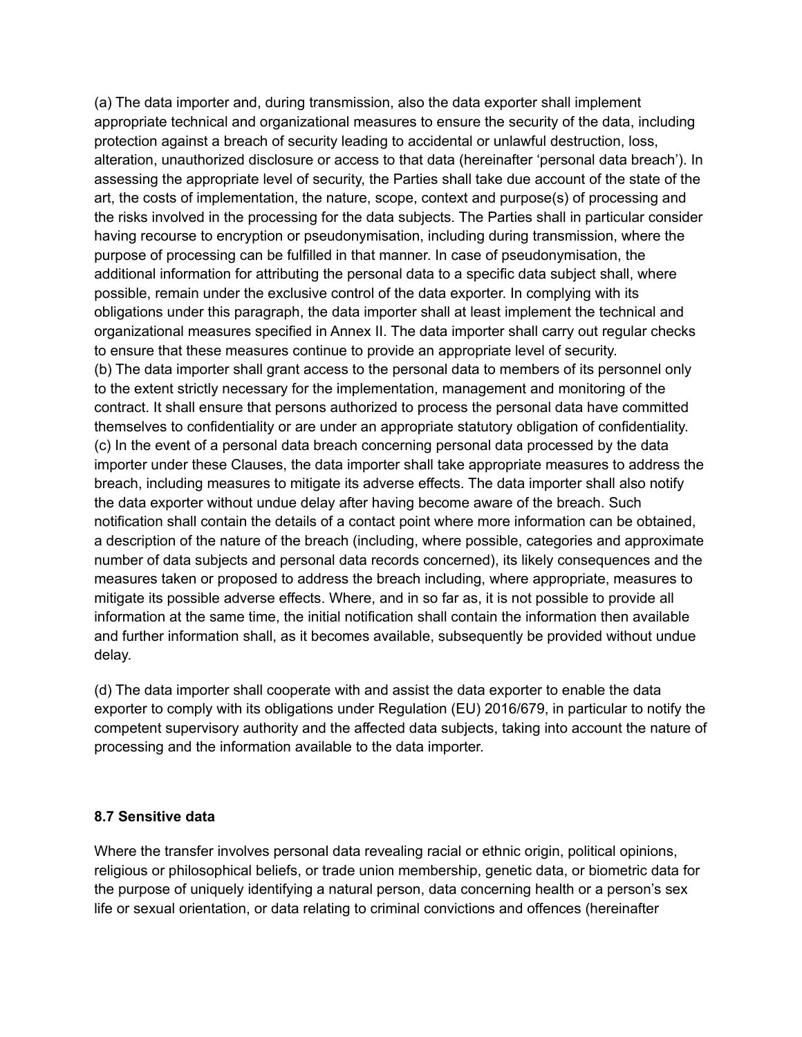(a) The data importer and, during transmission, also the data exporter shall implement appropriate technical and organizational measures to ensure the security of the data, including protection against a breach of security leading to accidental or unlawful destruction, loss, alteration, unauthorized disclosure or access to that data (hereinafter 'personal data breach'). In assessing the appropriate level of security, the Parties shall take due account of the state of the art, the costs of implementation, the nature, scope, context and purpose(s) of processing and the risks involved in the processing for the data subjects. The Parties shall in particular consider having recourse to encryption or pseudonymisation, including during transmission, where the purpose of processing can be fulfilled in that manner. In case of pseudonymisation, the additional information for attributing the personal data to a specific data subject shall, where possible, remain under the exclusive control of the data exporter. In complying with its obligations under this paragraph, the data importer shall at least implement the technical and organizational measures specified in Annex II. The data importer shall carry out regular checks to ensure that these measures continue to provide an appropriate level of security.
(b) The data importer shall grant access to the personal data to members of its personnel only to the extent strictly necessary for the implementation, management and monitoring of the contract. It shall ensure that persons authorized to process the personal data have committed themselves to confidentiality or are under an appropriate statutory obligation of confidentiality.
(c) In the event of a personal data breach concerning personal data processed by the data importer under these Clauses, the data importer shall take appropriate measures to address the breach, including measures to mitigate its adverse effects. The data importer shall also notify the data exporter without undue delay after having become aware of the breach. Such notification shall contain the details of a contact point where more information can be obtained, a description of the nature of the breach (including, where possible, categories and approximate number of data subjects and personal data records concerned), its likely consequences and the measures taken or proposed to address the breach including, where appropriate, measures to mitigate its possible adverse effects. Where, and in so far as, it is not possible to provide all information at the same time, the initial notification shall contain the information then available and further information shall, as it becomes available, subsequently be provided without undue delay.

(d) The data importer shall cooperate with and assist the data exporter to enable the data exporter to comply with its obligations under Regulation (EU) 2016/679, in particular to notify the competent supervisory authority and the affected data subjects, taking into account the nature of processing and the information available to the data importer.

**8.7 Sensitive data**

Where the transfer involves personal data revealing racial or ethnic origin, political opinions, religious or philosophical beliefs, or trade union membership, genetic data, or biometric data for the purpose of uniquely identifying a natural person, data concerning health or a person's sex life or sexual orientation, or data relating to criminal convictions and offences (hereinafter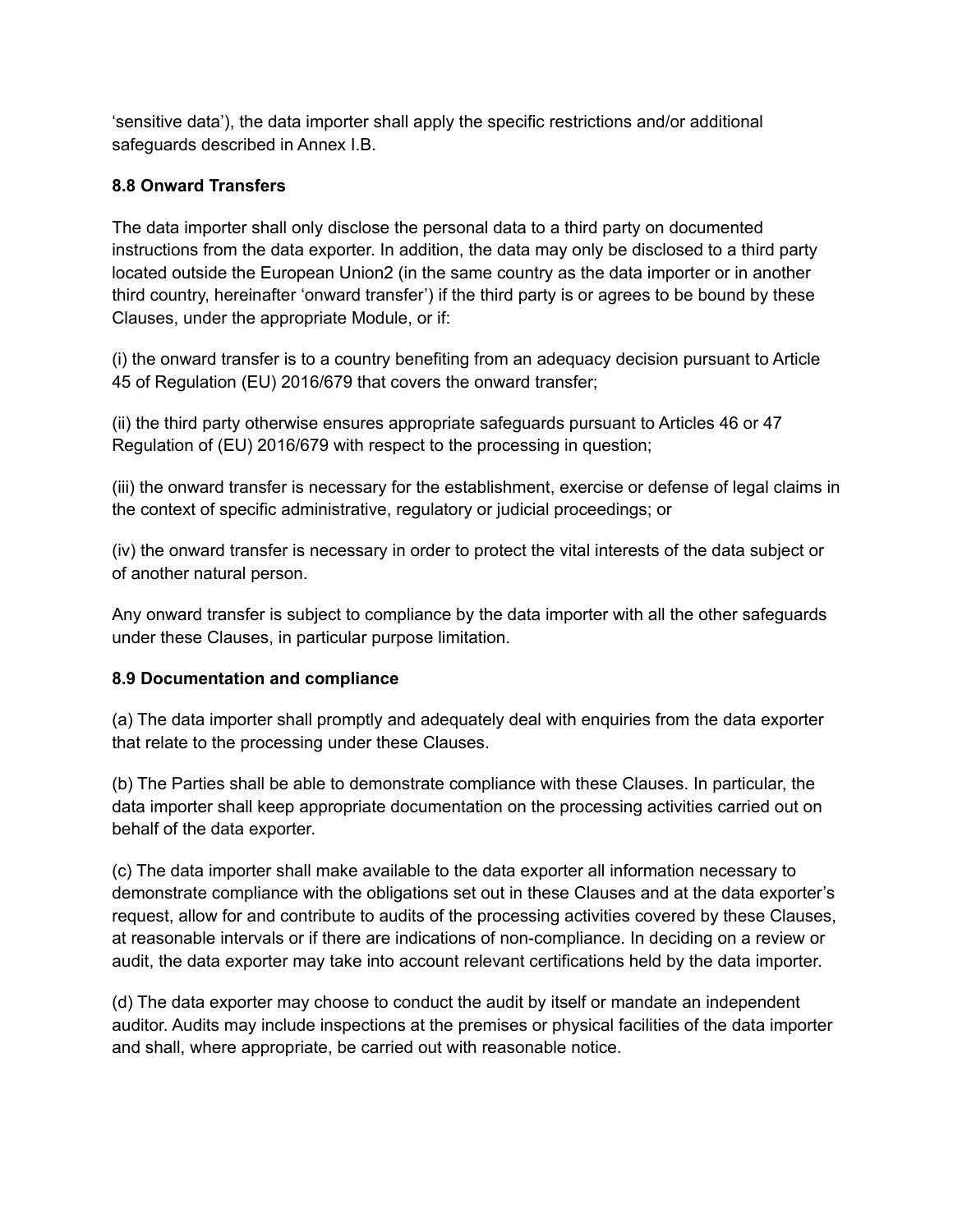'sensitive data'), the data importer shall apply the specific restrictions and/or additional safeguards described in Annex I.B.

**8.8 Onward Transfers**

The data importer shall only disclose the personal data to a third party on documented instructions from the data exporter. In addition, the data may only be disclosed to a third party located outside the European Union[2] (in the same country as the data importer or in another third country, hereinafter 'onward transfer') if the third party is or agrees to be bound by these Clauses, under the appropriate Module, or if:

(i) the onward transfer is to a country benefiting from an adequacy decision pursuant to Article 45 of Regulation (EU) 2016/679 that covers the onward transfer;

(ii) the third party otherwise ensures appropriate safeguards pursuant to Articles 46 or 47 Regulation of (EU) 2016/679 with respect to the processing in question;

(iii) the onward transfer is necessary for the establishment, exercise or defense of legal claims in the context of specific administrative, regulatory or judicial proceedings; or

(iv) the onward transfer is necessary in order to protect the vital interests of the data subject or of another natural person.

Any onward transfer is subject to compliance by the data importer with all the other safeguards under these Clauses, in particular purpose limitation.

**8.9 Documentation and compliance**

(a) The data importer shall promptly and adequately deal with enquiries from the data exporter that relate to the processing under these Clauses.

(b) The Parties shall be able to demonstrate compliance with these Clauses. In particular, the data importer shall keep appropriate documentation on the processing activities carried out on behalf of the data exporter.

(c) The data importer shall make available to the data exporter all information necessary to demonstrate compliance with the obligations set out in these Clauses and at the data exporter's request, allow for and contribute to audits of the processing activities covered by these Clauses, at reasonable intervals or if there are indications of non-compliance. In deciding on a review or audit, the data exporter may take into account relevant certifications held by the data importer.

(d) The data exporter may choose to conduct the audit by itself or mandate an independent auditor. Audits may include inspections at the premises or physical facilities of the data importer and shall, where appropriate, be carried out with reasonable notice.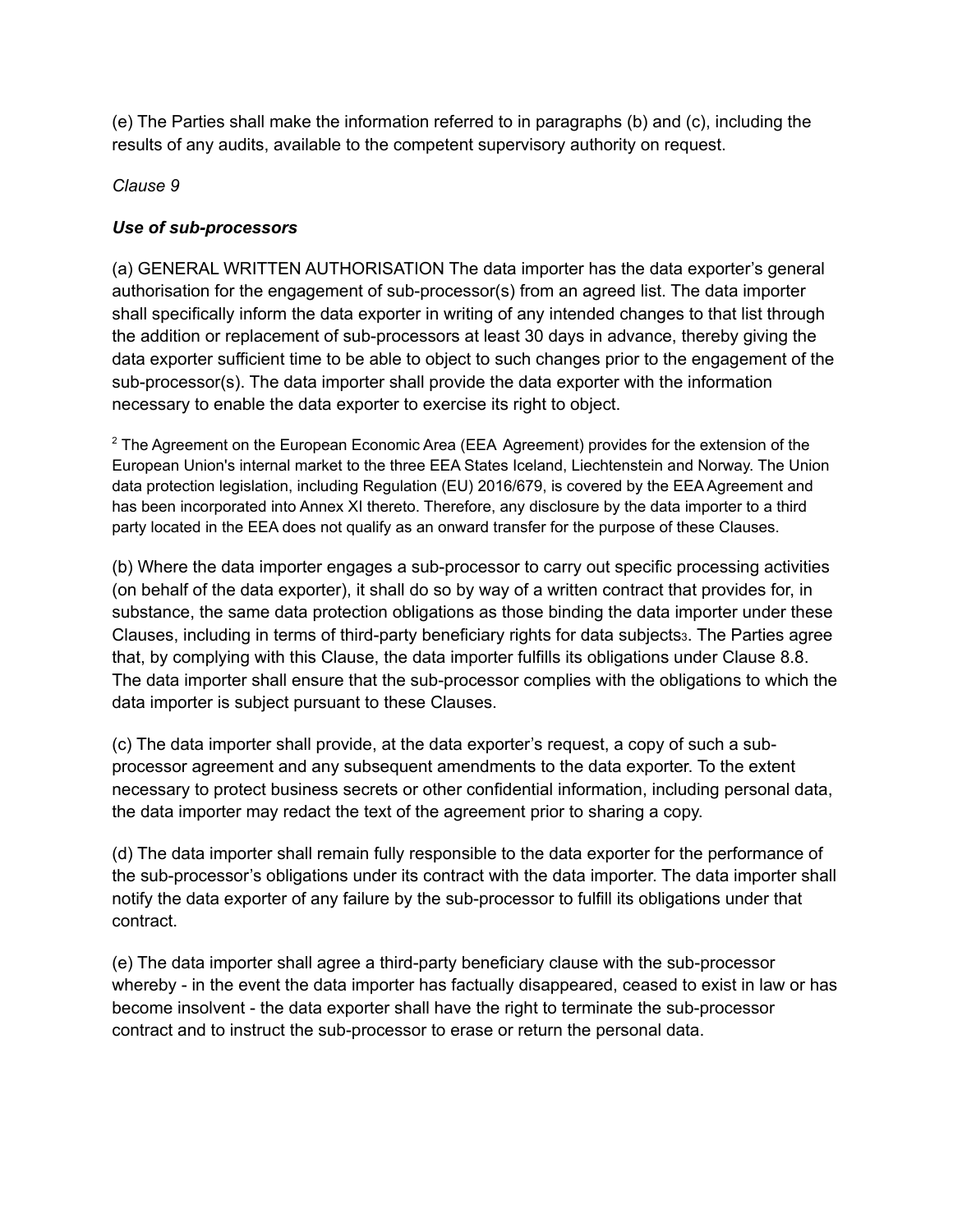(e) The Parties shall make the information referred to in paragraphs (b) and (c), including the results of any audits, available to the competent supervisory authority on request.

*Clause 9*

***Use of sub-processors***

(a) GENERAL WRITTEN AUTHORISATION The data importer has the data exporter's general authorisation for the engagement of sub-processor(s) from an agreed list. The data importer shall specifically inform the data exporter in writing of any intended changes to that list through the addition or replacement of sub-processors at least 30 days in advance, thereby giving the data exporter sufficient time to be able to object to such changes prior to the engagement of the sub-processor(s). The data importer shall provide the data exporter with the information necessary to enable the data exporter to exercise its right to object.

[2] The Agreement on the European Economic Area (EEA Agreement) provides for the extension of the European Union's internal market to the three EEA States Iceland, Liechtenstein and Norway. The Union data protection legislation, including Regulation (EU) 2016/679, is covered by the EEA Agreement and has been incorporated into Annex XI thereto. Therefore, any disclosure by the data importer to a third party located in the EEA does not qualify as an onward transfer for the purpose of these Clauses.

(b) Where the data importer engages a sub-processor to carry out specific processing activities (on behalf of the data exporter), it shall do so by way of a written contract that provides for, in substance, the same data protection obligations as those binding the data importer under these Clauses, including in terms of third-party beneficiary rights for data subjects[3]. The Parties agree that, by complying with this Clause, the data importer fulfills its obligations under Clause 8.8. The data importer shall ensure that the sub-processor complies with the obligations to which the data importer is subject pursuant to these Clauses.

(c) The data importer shall provide, at the data exporter's request, a copy of such a sub-processor agreement and any subsequent amendments to the data exporter. To the extent necessary to protect business secrets or other confidential information, including personal data, the data importer may redact the text of the agreement prior to sharing a copy.

(d) The data importer shall remain fully responsible to the data exporter for the performance of the sub-processor's obligations under its contract with the data importer. The data importer shall notify the data exporter of any failure by the sub-processor to fulfill its obligations under that contract.

(e) The data importer shall agree a third-party beneficiary clause with the sub-processor whereby - in the event the data importer has factually disappeared, ceased to exist in law or has become insolvent - the data exporter shall have the right to terminate the sub-processor contract and to instruct the sub-processor to erase or return the personal data.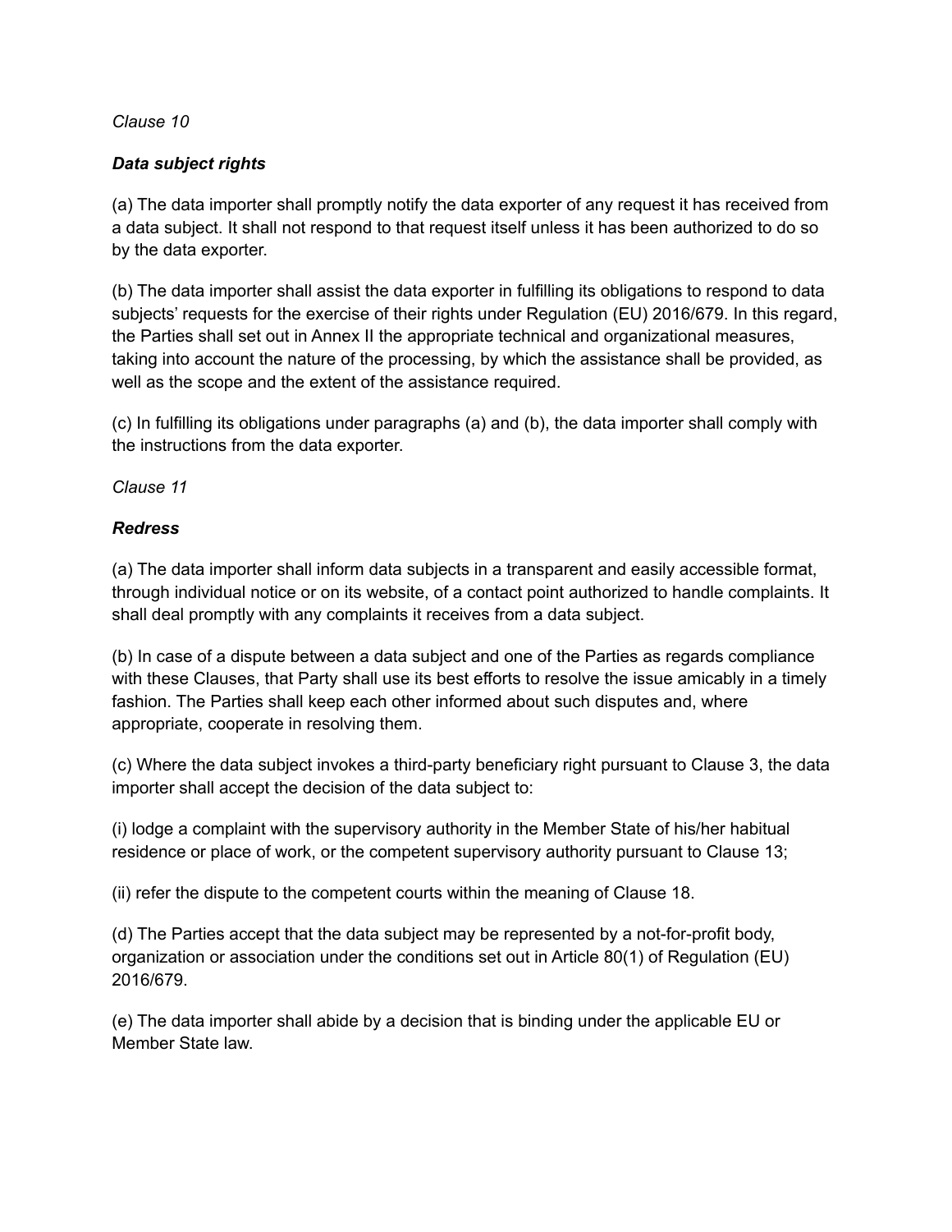*Clause 10*

***Data subject rights***

(a) The data importer shall promptly notify the data exporter of any request it has received from a data subject. It shall not respond to that request itself unless it has been authorized to do so by the data exporter.

(b) The data importer shall assist the data exporter in fulfilling its obligations to respond to data subjects' requests for the exercise of their rights under Regulation (EU) 2016/679. In this regard, the Parties shall set out in Annex II the appropriate technical and organizational measures, taking into account the nature of the processing, by which the assistance shall be provided, as well as the scope and the extent of the assistance required.

(c) In fulfilling its obligations under paragraphs (a) and (b), the data importer shall comply with the instructions from the data exporter.

*Clause 11*

***Redress***

(a) The data importer shall inform data subjects in a transparent and easily accessible format, through individual notice or on its website, of a contact point authorized to handle complaints. It shall deal promptly with any complaints it receives from a data subject.

(b) In case of a dispute between a data subject and one of the Parties as regards compliance with these Clauses, that Party shall use its best efforts to resolve the issue amicably in a timely fashion. The Parties shall keep each other informed about such disputes and, where appropriate, cooperate in resolving them.

(c) Where the data subject invokes a third-party beneficiary right pursuant to Clause 3, the data importer shall accept the decision of the data subject to:

(i) lodge a complaint with the supervisory authority in the Member State of his/her habitual residence or place of work, or the competent supervisory authority pursuant to Clause 13;

(ii) refer the dispute to the competent courts within the meaning of Clause 18.

(d) The Parties accept that the data subject may be represented by a not-for-profit body, organization or association under the conditions set out in Article 80(1) of Regulation (EU) 2016/679.

(e) The data importer shall abide by a decision that is binding under the applicable EU or Member State law.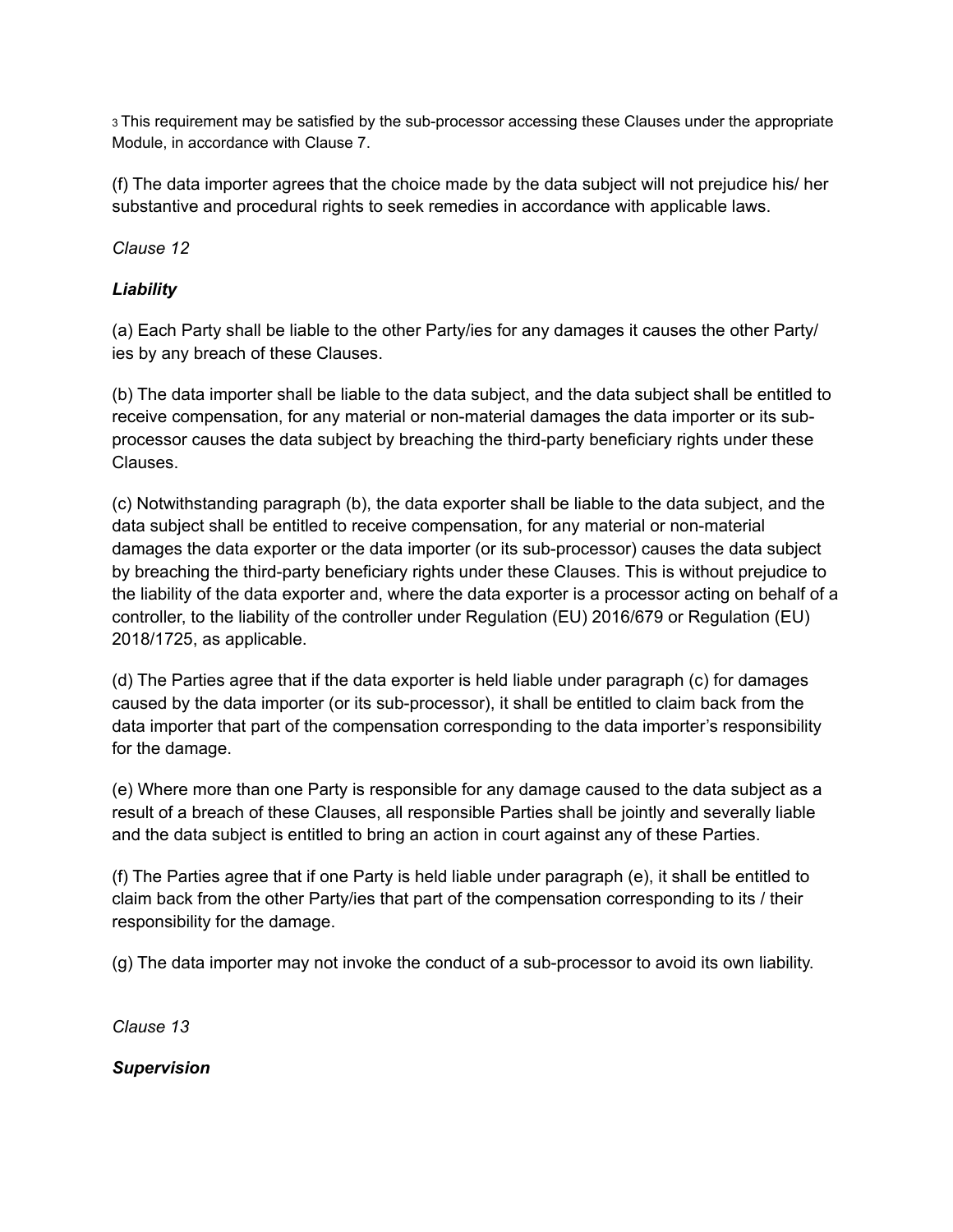[3] This requirement may be satisfied by the sub-processor accessing these Clauses under the appropriate Module, in accordance with Clause 7.

(f) The data importer agrees that the choice made by the data subject will not prejudice his/ her substantive and procedural rights to seek remedies in accordance with applicable laws.

*Clause 12*

***Liability***

(a) Each Party shall be liable to the other Party/ies for any damages it causes the other Party/ ies by any breach of these Clauses.

(b) The data importer shall be liable to the data subject, and the data subject shall be entitled to receive compensation, for any material or non-material damages the data importer or its sub-processor causes the data subject by breaching the third-party beneficiary rights under these Clauses.

(c) Notwithstanding paragraph (b), the data exporter shall be liable to the data subject, and the data subject shall be entitled to receive compensation, for any material or non-material damages the data exporter or the data importer (or its sub-processor) causes the data subject by breaching the third-party beneficiary rights under these Clauses. This is without prejudice to the liability of the data exporter and, where the data exporter is a processor acting on behalf of a controller, to the liability of the controller under Regulation (EU) 2016/679 or Regulation (EU) 2018/1725, as applicable.

(d) The Parties agree that if the data exporter is held liable under paragraph (c) for damages caused by the data importer (or its sub-processor), it shall be entitled to claim back from the data importer that part of the compensation corresponding to the data importer's responsibility for the damage.

(e) Where more than one Party is responsible for any damage caused to the data subject as a result of a breach of these Clauses, all responsible Parties shall be jointly and severally liable and the data subject is entitled to bring an action in court against any of these Parties.

(f) The Parties agree that if one Party is held liable under paragraph (e), it shall be entitled to claim back from the other Party/ies that part of the compensation corresponding to its / their responsibility for the damage.

(g) The data importer may not invoke the conduct of a sub-processor to avoid its own liability.

*Clause 13*

***Supervision***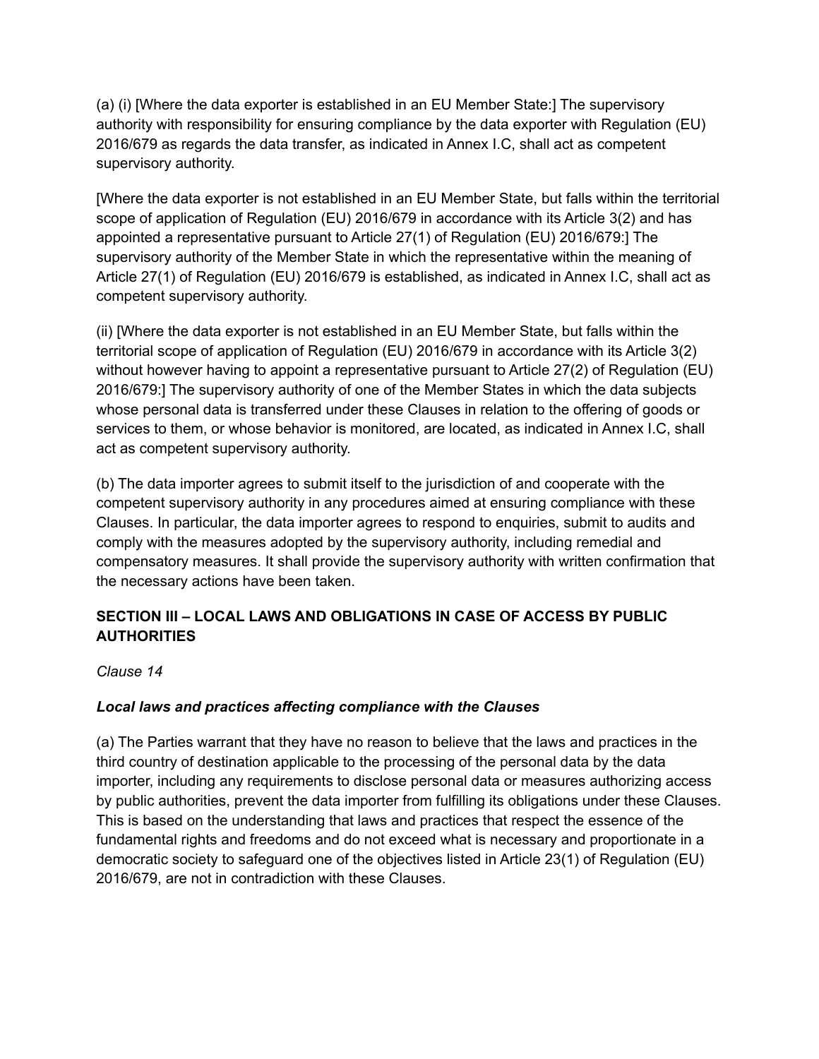(a) (i) [Where the data exporter is established in an EU Member State:] The supervisory authority with responsibility for ensuring compliance by the data exporter with Regulation (EU) 2016/679 as regards the data transfer, as indicated in Annex I.C, shall act as competent supervisory authority.

[Where the data exporter is not established in an EU Member State, but falls within the territorial scope of application of Regulation (EU) 2016/679 in accordance with its Article 3(2) and has appointed a representative pursuant to Article 27(1) of Regulation (EU) 2016/679:] The supervisory authority of the Member State in which the representative within the meaning of Article 27(1) of Regulation (EU) 2016/679 is established, as indicated in Annex I.C, shall act as competent supervisory authority.

(ii) [Where the data exporter is not established in an EU Member State, but falls within the territorial scope of application of Regulation (EU) 2016/679 in accordance with its Article 3(2) without however having to appoint a representative pursuant to Article 27(2) of Regulation (EU) 2016/679:] The supervisory authority of one of the Member States in which the data subjects whose personal data is transferred under these Clauses in relation to the offering of goods or services to them, or whose behavior is monitored, are located, as indicated in Annex I.C, shall act as competent supervisory authority.

(b) The data importer agrees to submit itself to the jurisdiction of and cooperate with the competent supervisory authority in any procedures aimed at ensuring compliance with these Clauses. In particular, the data importer agrees to respond to enquiries, submit to audits and comply with the measures adopted by the supervisory authority, including remedial and compensatory measures. It shall provide the supervisory authority with written confirmation that the necessary actions have been taken.

## SECTION III – LOCAL LAWS AND OBLIGATIONS IN CASE OF ACCESS BY PUBLIC AUTHORITIES

*Clause 14*

### *Local laws and practices affecting compliance with the Clauses*

(a) The Parties warrant that they have no reason to believe that the laws and practices in the third country of destination applicable to the processing of the personal data by the data importer, including any requirements to disclose personal data or measures authorizing access by public authorities, prevent the data importer from fulfilling its obligations under these Clauses. This is based on the understanding that laws and practices that respect the essence of the fundamental rights and freedoms and do not exceed what is necessary and proportionate in a democratic society to safeguard one of the objectives listed in Article 23(1) of Regulation (EU) 2016/679, are not in contradiction with these Clauses.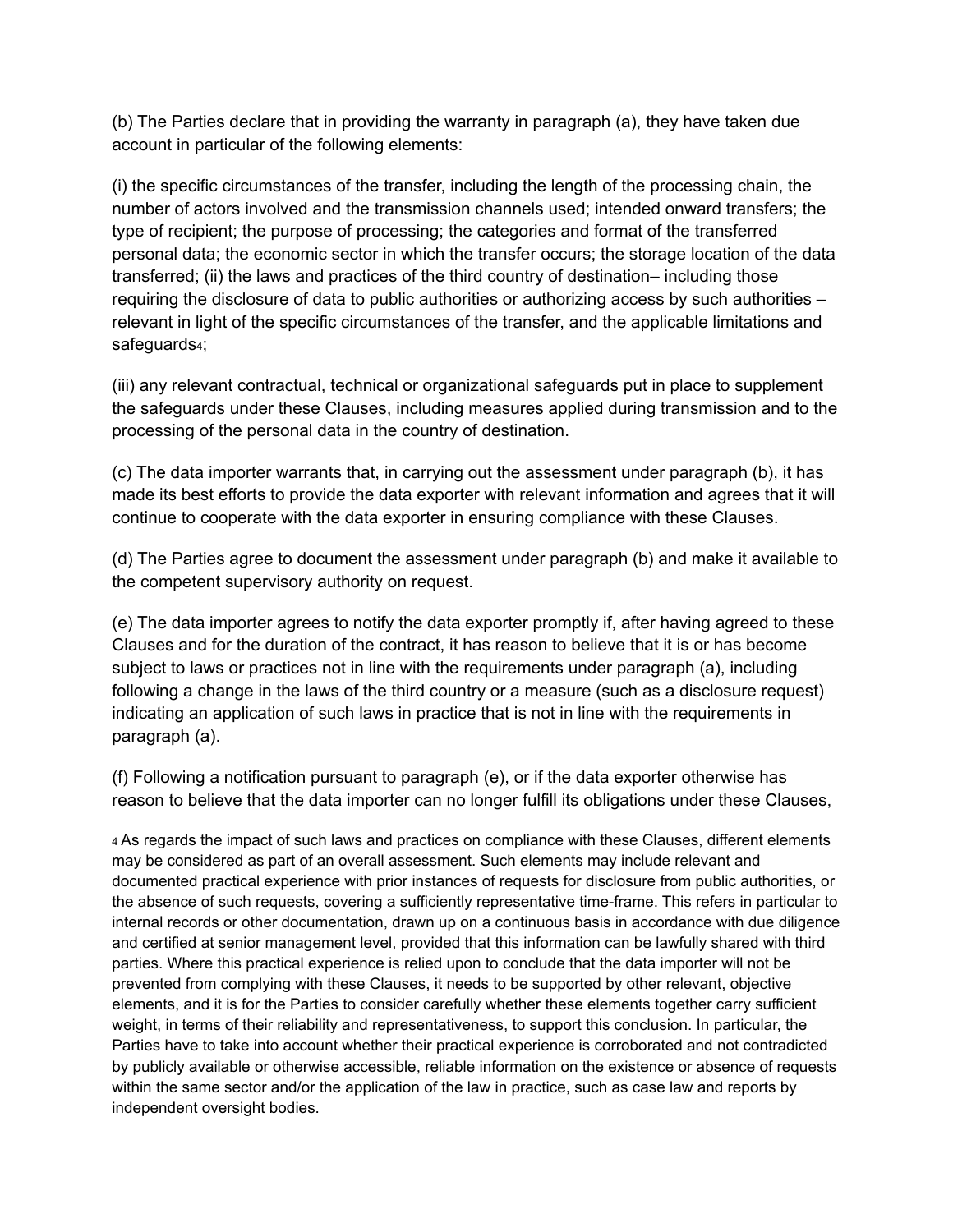(b) The Parties declare that in providing the warranty in paragraph (a), they have taken due account in particular of the following elements:

(i) the specific circumstances of the transfer, including the length of the processing chain, the number of actors involved and the transmission channels used; intended onward transfers; the type of recipient; the purpose of processing; the categories and format of the transferred personal data; the economic sector in which the transfer occurs; the storage location of the data transferred; (ii) the laws and practices of the third country of destination– including those requiring the disclosure of data to public authorities or authorizing access by such authorities – relevant in light of the specific circumstances of the transfer, and the applicable limitations and safeguards[4];

(iii) any relevant contractual, technical or organizational safeguards put in place to supplement the safeguards under these Clauses, including measures applied during transmission and to the processing of the personal data in the country of destination.

(c) The data importer warrants that, in carrying out the assessment under paragraph (b), it has made its best efforts to provide the data exporter with relevant information and agrees that it will continue to cooperate with the data exporter in ensuring compliance with these Clauses.

(d) The Parties agree to document the assessment under paragraph (b) and make it available to the competent supervisory authority on request.

(e) The data importer agrees to notify the data exporter promptly if, after having agreed to these Clauses and for the duration of the contract, it has reason to believe that it is or has become subject to laws or practices not in line with the requirements under paragraph (a), including following a change in the laws of the third country or a measure (such as a disclosure request) indicating an application of such laws in practice that is not in line with the requirements in paragraph (a).

(f) Following a notification pursuant to paragraph (e), or if the data exporter otherwise has reason to believe that the data importer can no longer fulfill its obligations under these Clauses,

[4] As regards the impact of such laws and practices on compliance with these Clauses, different elements may be considered as part of an overall assessment. Such elements may include relevant and documented practical experience with prior instances of requests for disclosure from public authorities, or the absence of such requests, covering a sufficiently representative time-frame. This refers in particular to internal records or other documentation, drawn up on a continuous basis in accordance with due diligence and certified at senior management level, provided that this information can be lawfully shared with third parties. Where this practical experience is relied upon to conclude that the data importer will not be prevented from complying with these Clauses, it needs to be supported by other relevant, objective elements, and it is for the Parties to consider carefully whether these elements together carry sufficient weight, in terms of their reliability and representativeness, to support this conclusion. In particular, the Parties have to take into account whether their practical experience is corroborated and not contradicted by publicly available or otherwise accessible, reliable information on the existence or absence of requests within the same sector and/or the application of the law in practice, such as case law and reports by independent oversight bodies.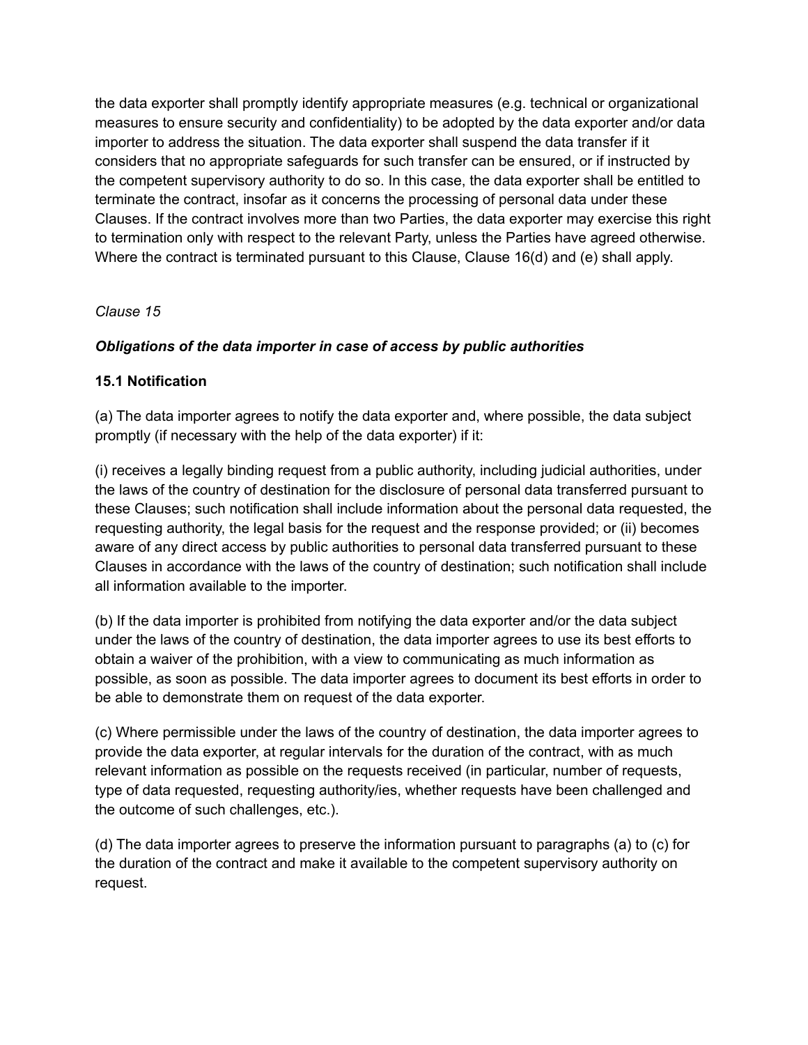the data exporter shall promptly identify appropriate measures (e.g. technical or organizational measures to ensure security and confidentiality) to be adopted by the data exporter and/or data importer to address the situation. The data exporter shall suspend the data transfer if it considers that no appropriate safeguards for such transfer can be ensured, or if instructed by the competent supervisory authority to do so. In this case, the data exporter shall be entitled to terminate the contract, insofar as it concerns the processing of personal data under these Clauses. If the contract involves more than two Parties, the data exporter may exercise this right to termination only with respect to the relevant Party, unless the Parties have agreed otherwise. Where the contract is terminated pursuant to this Clause, Clause 16(d) and (e) shall apply.

*Clause 15*

***Obligations of the data importer in case of access by public authorities***

**15.1 Notification**

(a) The data importer agrees to notify the data exporter and, where possible, the data subject promptly (if necessary with the help of the data exporter) if it:

(i) receives a legally binding request from a public authority, including judicial authorities, under the laws of the country of destination for the disclosure of personal data transferred pursuant to these Clauses; such notification shall include information about the personal data requested, the requesting authority, the legal basis for the request and the response provided; or (ii) becomes aware of any direct access by public authorities to personal data transferred pursuant to these Clauses in accordance with the laws of the country of destination; such notification shall include all information available to the importer.

(b) If the data importer is prohibited from notifying the data exporter and/or the data subject under the laws of the country of destination, the data importer agrees to use its best efforts to obtain a waiver of the prohibition, with a view to communicating as much information as possible, as soon as possible. The data importer agrees to document its best efforts in order to be able to demonstrate them on request of the data exporter.

(c) Where permissible under the laws of the country of destination, the data importer agrees to provide the data exporter, at regular intervals for the duration of the contract, with as much relevant information as possible on the requests received (in particular, number of requests, type of data requested, requesting authority/ies, whether requests have been challenged and the outcome of such challenges, etc.).

(d) The data importer agrees to preserve the information pursuant to paragraphs (a) to (c) for the duration of the contract and make it available to the competent supervisory authority on request.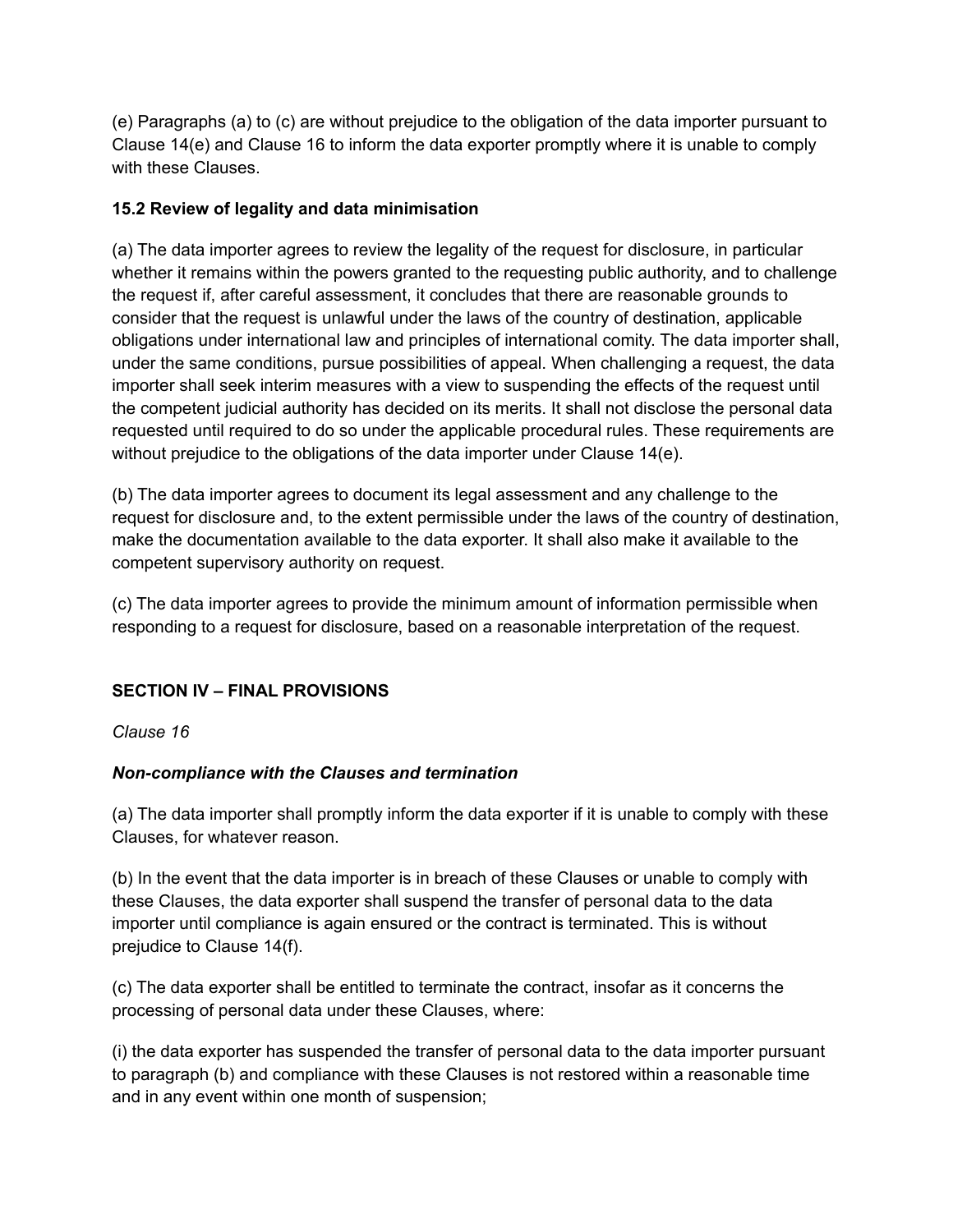(e) Paragraphs (a) to (c) are without prejudice to the obligation of the data importer pursuant to Clause 14(e) and Clause 16 to inform the data exporter promptly where it is unable to comply with these Clauses.

**15.2 Review of legality and data minimisation**

(a) The data importer agrees to review the legality of the request for disclosure, in particular whether it remains within the powers granted to the requesting public authority, and to challenge the request if, after careful assessment, it concludes that there are reasonable grounds to consider that the request is unlawful under the laws of the country of destination, applicable obligations under international law and principles of international comity. The data importer shall, under the same conditions, pursue possibilities of appeal. When challenging a request, the data importer shall seek interim measures with a view to suspending the effects of the request until the competent judicial authority has decided on its merits. It shall not disclose the personal data requested until required to do so under the applicable procedural rules. These requirements are without prejudice to the obligations of the data importer under Clause 14(e).

(b) The data importer agrees to document its legal assessment and any challenge to the request for disclosure and, to the extent permissible under the laws of the country of destination, make the documentation available to the data exporter. It shall also make it available to the competent supervisory authority on request.

(c) The data importer agrees to provide the minimum amount of information permissible when responding to a request for disclosure, based on a reasonable interpretation of the request.

**SECTION IV – FINAL PROVISIONS**

*Clause 16*

***Non-compliance with the Clauses and termination***

(a) The data importer shall promptly inform the data exporter if it is unable to comply with these Clauses, for whatever reason.

(b) In the event that the data importer is in breach of these Clauses or unable to comply with these Clauses, the data exporter shall suspend the transfer of personal data to the data importer until compliance is again ensured or the contract is terminated. This is without prejudice to Clause 14(f).

(c) The data exporter shall be entitled to terminate the contract, insofar as it concerns the processing of personal data under these Clauses, where:

(i) the data exporter has suspended the transfer of personal data to the data importer pursuant to paragraph (b) and compliance with these Clauses is not restored within a reasonable time and in any event within one month of suspension;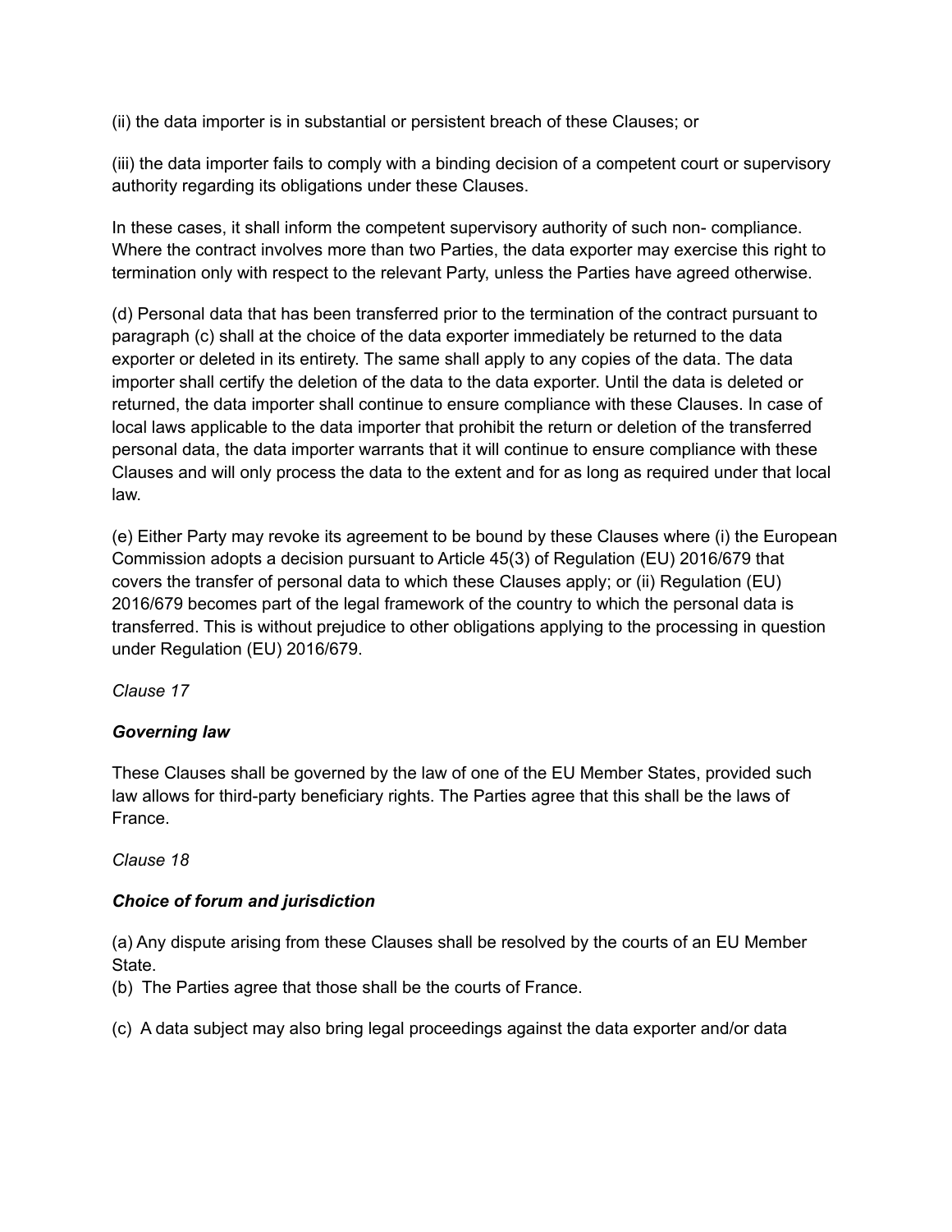(ii) the data importer is in substantial or persistent breach of these Clauses; or

(iii) the data importer fails to comply with a binding decision of a competent court or supervisory authority regarding its obligations under these Clauses.

In these cases, it shall inform the competent supervisory authority of such non- compliance. Where the contract involves more than two Parties, the data exporter may exercise this right to termination only with respect to the relevant Party, unless the Parties have agreed otherwise.

(d) Personal data that has been transferred prior to the termination of the contract pursuant to paragraph (c) shall at the choice of the data exporter immediately be returned to the data exporter or deleted in its entirety. The same shall apply to any copies of the data. The data importer shall certify the deletion of the data to the data exporter. Until the data is deleted or returned, the data importer shall continue to ensure compliance with these Clauses. In case of local laws applicable to the data importer that prohibit the return or deletion of the transferred personal data, the data importer warrants that it will continue to ensure compliance with these Clauses and will only process the data to the extent and for as long as required under that local law.

(e) Either Party may revoke its agreement to be bound by these Clauses where (i) the European Commission adopts a decision pursuant to Article 45(3) of Regulation (EU) 2016/679 that covers the transfer of personal data to which these Clauses apply; or (ii) Regulation (EU) 2016/679 becomes part of the legal framework of the country to which the personal data is transferred. This is without prejudice to other obligations applying to the processing in question under Regulation (EU) 2016/679.

*Clause 17*

***Governing law***

These Clauses shall be governed by the law of one of the EU Member States, provided such law allows for third-party beneficiary rights. The Parties agree that this shall be the laws of France.

*Clause 18*

***Choice of forum and jurisdiction***

(a) Any dispute arising from these Clauses shall be resolved by the courts of an EU Member State.
(b) The Parties agree that those shall be the courts of France.

(c) A data subject may also bring legal proceedings against the data exporter and/or data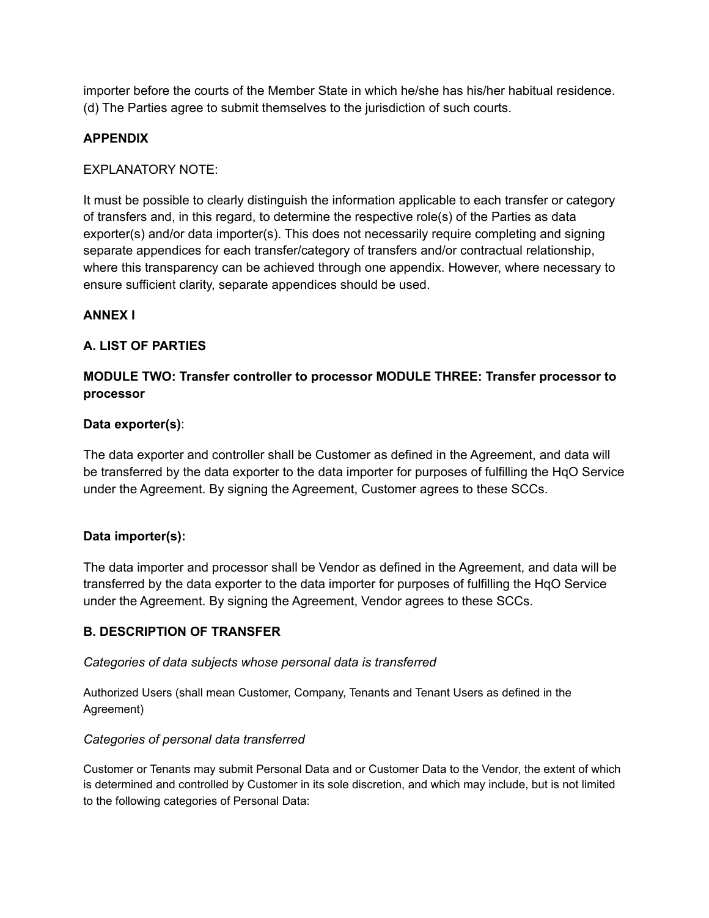importer before the courts of the Member State in which he/she has his/her habitual residence.
(d) The Parties agree to submit themselves to the jurisdiction of such courts.

**APPENDIX**

EXPLANATORY NOTE:

It must be possible to clearly distinguish the information applicable to each transfer or category of transfers and, in this regard, to determine the respective role(s) of the Parties as data exporter(s) and/or data importer(s). This does not necessarily require completing and signing separate appendices for each transfer/category of transfers and/or contractual relationship, where this transparency can be achieved through one appendix. However, where necessary to ensure sufficient clarity, separate appendices should be used.

**ANNEX I**

**A. LIST OF PARTIES**

**MODULE TWO: Transfer controller to processor MODULE THREE: Transfer processor to processor**

**Data exporter(s)**:

The data exporter and controller shall be Customer as defined in the Agreement, and data will be transferred by the data exporter to the data importer for purposes of fulfilling the HqO Service under the Agreement. By signing the Agreement, Customer agrees to these SCCs.

**Data importer(s):**

The data importer and processor shall be Vendor as defined in the Agreement, and data will be transferred by the data exporter to the data importer for purposes of fulfilling the HqO Service under the Agreement. By signing the Agreement, Vendor agrees to these SCCs.

**B. DESCRIPTION OF TRANSFER**

*Categories of data subjects whose personal data is transferred*

Authorized Users (shall mean Customer, Company, Tenants and Tenant Users as defined in the Agreement)

*Categories of personal data transferred*

Customer or Tenants may submit Personal Data and or Customer Data to the Vendor, the extent of which is determined and controlled by Customer in its sole discretion, and which may include, but is not limited to the following categories of Personal Data: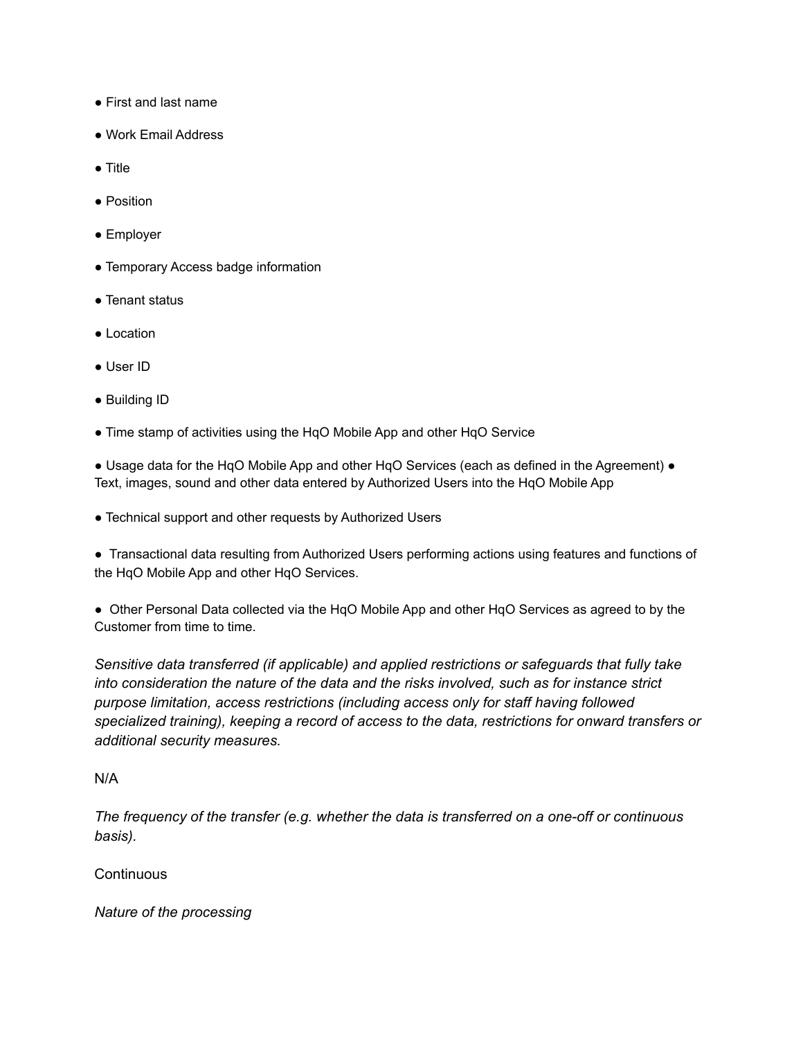- First and last name
- Work Email Address
- Title
- Position
- Employer
- Temporary Access badge information
- Tenant status
- Location
- User ID
- Building ID
- Time stamp of activities using the HqO Mobile App and other HqO Service
- Usage data for the HqO Mobile App and other HqO Services (each as defined in the Agreement) ● Text, images, sound and other data entered by Authorized Users into the HqO Mobile App
- Technical support and other requests by Authorized Users
- Transactional data resulting from Authorized Users performing actions using features and functions of the HqO Mobile App and other HqO Services.
- Other Personal Data collected via the HqO Mobile App and other HqO Services as agreed to by the Customer from time to time.

*Sensitive data transferred (if applicable) and applied restrictions or safeguards that fully take into consideration the nature of the data and the risks involved, such as for instance strict purpose limitation, access restrictions (including access only for staff having followed specialized training), keeping a record of access to the data, restrictions for onward transfers or additional security measures.*

N/A

*The frequency of the transfer (e.g. whether the data is transferred on a one-off or continuous basis).*

Continuous

*Nature of the processing*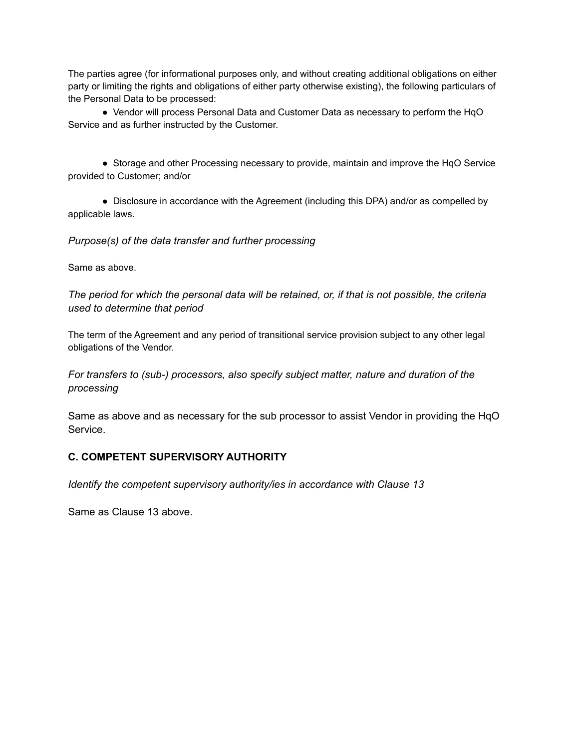The parties agree (for informational purposes only, and without creating additional obligations on either party or limiting the rights and obligations of either party otherwise existing), the following particulars of the Personal Data to be processed:

- Vendor will process Personal Data and Customer Data as necessary to perform the HqO Service and as further instructed by the Customer.

- Storage and other Processing necessary to provide, maintain and improve the HqO Service provided to Customer; and/or

- Disclosure in accordance with the Agreement (including this DPA) and/or as compelled by applicable laws.

*Purpose(s) of the data transfer and further processing*

Same as above.

*The period for which the personal data will be retained, or, if that is not possible, the criteria used to determine that period*

The term of the Agreement and any period of transitional service provision subject to any other legal obligations of the Vendor.

*For transfers to (sub-) processors, also specify subject matter, nature and duration of the processing*

Same as above and as necessary for the sub processor to assist Vendor in providing the HqO Service.

**C. COMPETENT SUPERVISORY AUTHORITY**

*Identify the competent supervisory authority/ies in accordance with Clause 13*

Same as Clause 13 above.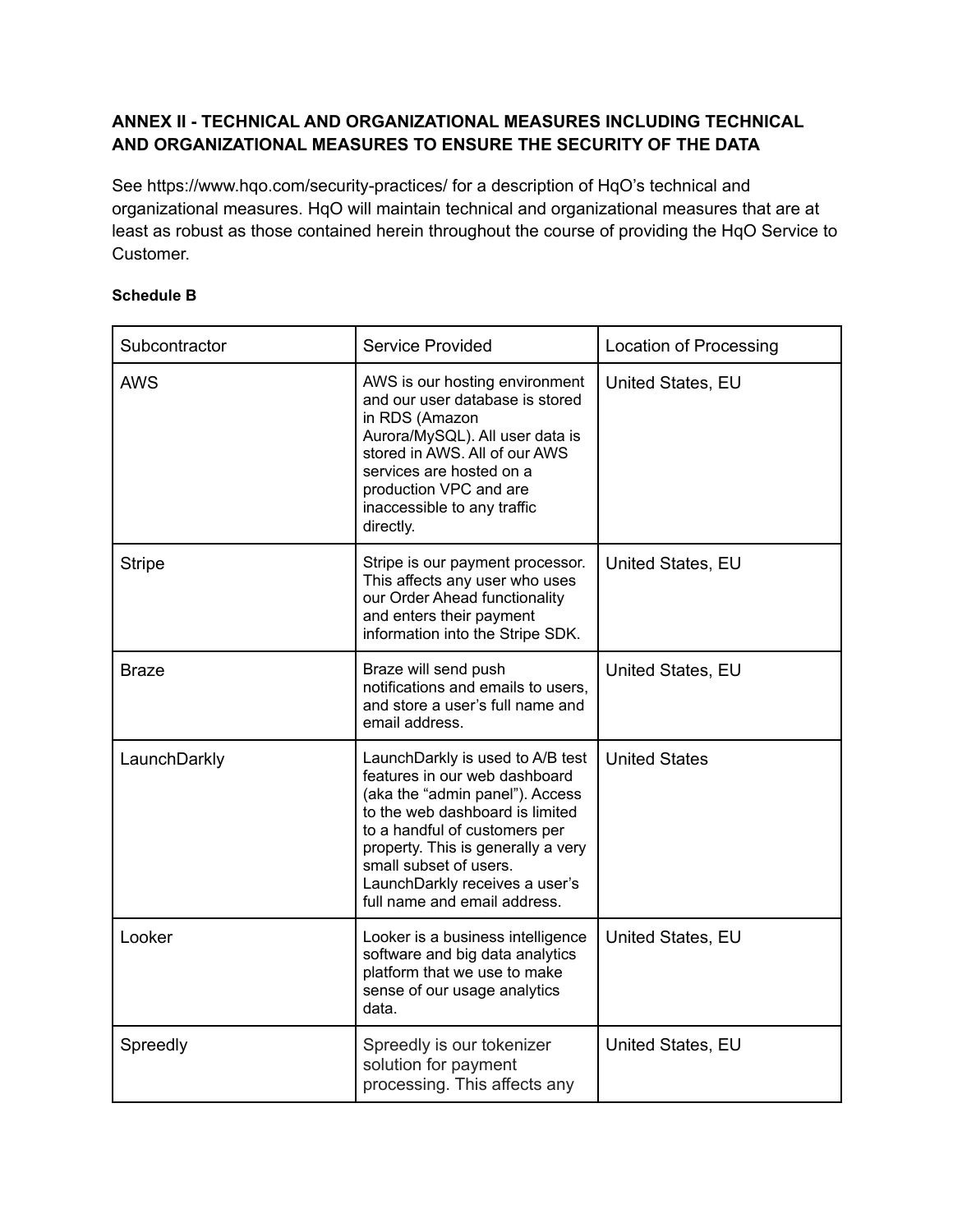## ANNEX II - TECHNICAL AND ORGANIZATIONAL MEASURES INCLUDING TECHNICAL AND ORGANIZATIONAL MEASURES TO ENSURE THE SECURITY OF THE DATA

See https://www.hqo.com/security-practices/ for a description of HqO's technical and organizational measures. HqO will maintain technical and organizational measures that are at least as robust as those contained herein throughout the course of providing the HqO Service to Customer.

**Schedule B**

| Subcontractor | Service Provided | Location of Processing |
|---|---|---|
| AWS | AWS is our hosting environment and our user database is stored in RDS (Amazon Aurora/MySQL). All user data is stored in AWS. All of our AWS services are hosted on a production VPC and are inaccessible to any traffic directly. | United States, EU |
| Stripe | Stripe is our payment processor. This affects any user who uses our Order Ahead functionality and enters their payment information into the Stripe SDK. | United States, EU |
| Braze | Braze will send push notifications and emails to users, and store a user's full name and email address. | United States, EU |
| LaunchDarkly | LaunchDarkly is used to A/B test features in our web dashboard (aka the "admin panel"). Access to the web dashboard is limited to a handful of customers per property. This is generally a very small subset of users. LaunchDarkly receives a user's full name and email address. | United States |
| Looker | Looker is a business intelligence software and big data analytics platform that we use to make sense of our usage analytics data. | United States, EU |
| Spreedly | Spreedly is our tokenizer solution for payment processing. This affects any | United States, EU |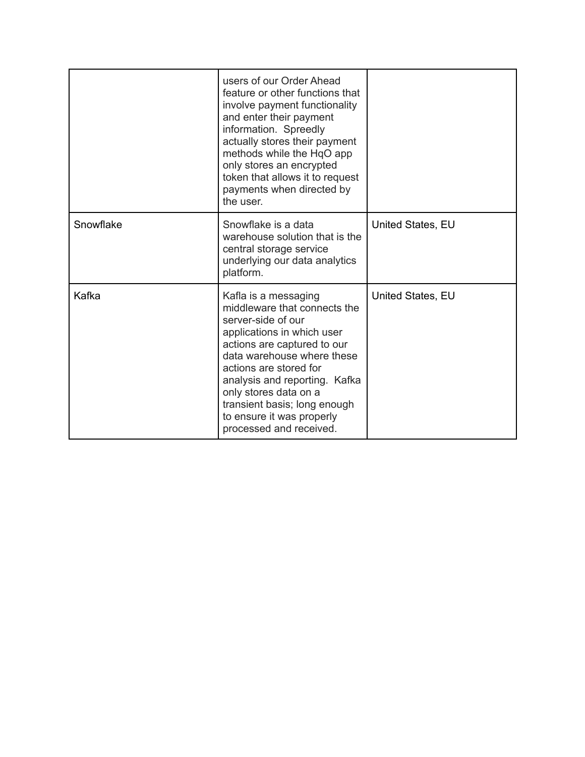| | | |
|---|---|---|
| | users of our Order Ahead feature or other functions that involve payment functionality and enter their payment information. Spreedly actually stores their payment methods while the HqO app only stores an encrypted token that allows it to request payments when directed by the user. | |
| Snowflake | Snowflake is a data warehouse solution that is the central storage service underlying our data analytics platform. | United States, EU |
| Kafka | Kafla is a messaging middleware that connects the server-side of our applications in which user actions are captured to our data warehouse where these actions are stored for analysis and reporting. Kafka only stores data on a transient basis; long enough to ensure it was properly processed and received. | United States, EU |